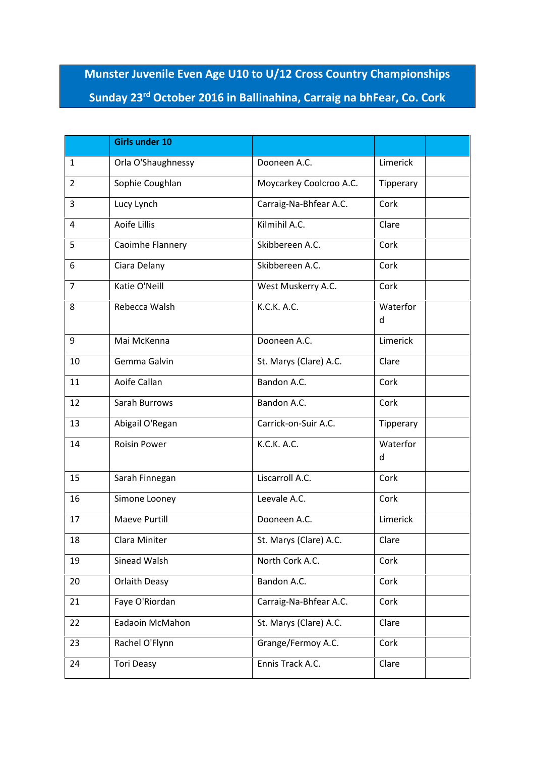# Munster Juvenile Even Age U10 to U/12 Cross Country Championships

## Sunday 23rd October 2016 in Ballinahina, Carraig na bhFear, Co. Cork

| | Girls under 10 | | | |
|---|---|---|---|---|
| 1 | Orla O'Shaughnessy | Dooneen A.C. | Limerick | |
| 2 | Sophie Coughlan | Moycarkey Coolcroo A.C. | Tipperary | |
| 3 | Lucy Lynch | Carraig-Na-Bhfear A.C. | Cork | |
| 4 | Aoife Lillis | Kilmihil A.C. | Clare | |
| 5 | Caoimhe Flannery | Skibbereen A.C. | Cork | |
| 6 | Ciara Delany | Skibbereen A.C. | Cork | |
| 7 | Katie O'Neill | West Muskerry A.C. | Cork | |
| 8 | Rebecca Walsh | K.C.K. A.C. | Waterford | |
| 9 | Mai McKenna | Dooneen A.C. | Limerick | |
| 10 | Gemma Galvin | St. Marys (Clare) A.C. | Clare | |
| 11 | Aoife Callan | Bandon A.C. | Cork | |
| 12 | Sarah Burrows | Bandon A.C. | Cork | |
| 13 | Abigail O'Regan | Carrick-on-Suir A.C. | Tipperary | |
| 14 | Roisin Power | K.C.K. A.C. | Waterford | |
| 15 | Sarah Finnegan | Liscarroll A.C. | Cork | |
| 16 | Simone Looney | Leevale A.C. | Cork | |
| 17 | Maeve Purtill | Dooneen A.C. | Limerick | |
| 18 | Clara Miniter | St. Marys (Clare) A.C. | Clare | |
| 19 | Sinead Walsh | North Cork A.C. | Cork | |
| 20 | Orlaith Deasy | Bandon A.C. | Cork | |
| 21 | Faye O'Riordan | Carraig-Na-Bhfear A.C. | Cork | |
| 22 | Eadaoin McMahon | St. Marys (Clare) A.C. | Clare | |
| 23 | Rachel O'Flynn | Grange/Fermoy A.C. | Cork | |
| 24 | Tori Deasy | Ennis Track A.C. | Clare | |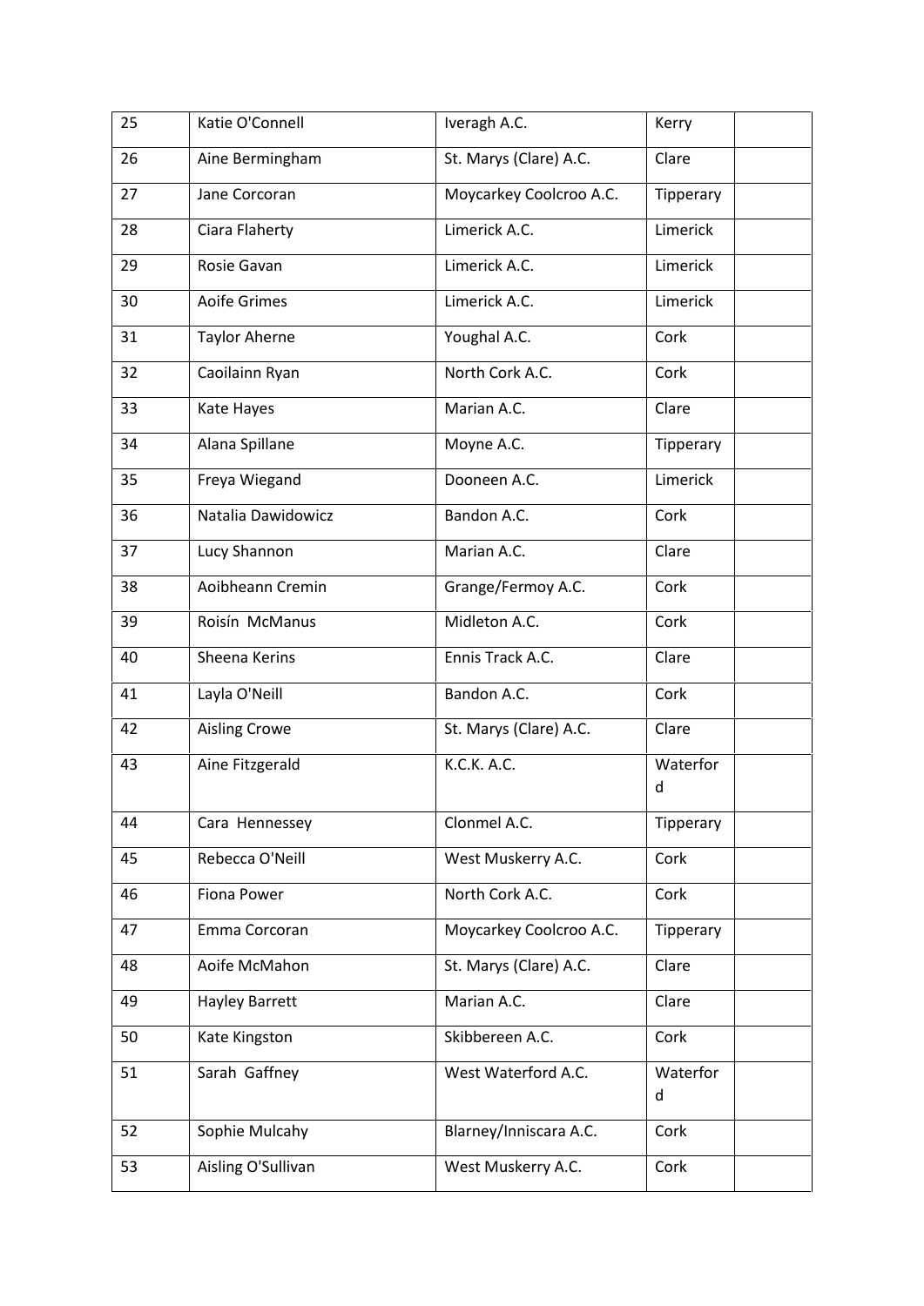| 25 | Katie O'Connell | Iveragh A.C. | Kerry | |
|---|---|---|---|---|
| 26 | Aine Bermingham | St. Marys (Clare) A.C. | Clare | |
| 27 | Jane Corcoran | Moycarkey Coolcroo A.C. | Tipperary | |
| 28 | Ciara Flaherty | Limerick A.C. | Limerick | |
| 29 | Rosie Gavan | Limerick A.C. | Limerick | |
| 30 | Aoife Grimes | Limerick A.C. | Limerick | |
| 31 | Taylor Aherne | Youghal A.C. | Cork | |
| 32 | Caoilainn Ryan | North Cork A.C. | Cork | |
| 33 | Kate Hayes | Marian A.C. | Clare | |
| 34 | Alana Spillane | Moyne A.C. | Tipperary | |
| 35 | Freya Wiegand | Dooneen A.C. | Limerick | |
| 36 | Natalia Dawidowicz | Bandon A.C. | Cork | |
| 37 | Lucy Shannon | Marian A.C. | Clare | |
| 38 | Aoibheann Cremin | Grange/Fermoy A.C. | Cork | |
| 39 | Roisín McManus | Midleton A.C. | Cork | |
| 40 | Sheena Kerins | Ennis Track A.C. | Clare | |
| 41 | Layla O'Neill | Bandon A.C. | Cork | |
| 42 | Aisling Crowe | St. Marys (Clare) A.C. | Clare | |
| 43 | Aine Fitzgerald | K.C.K. A.C. | Waterford | |
| 44 | Cara Hennessey | Clonmel A.C. | Tipperary | |
| 45 | Rebecca O'Neill | West Muskerry A.C. | Cork | |
| 46 | Fiona Power | North Cork A.C. | Cork | |
| 47 | Emma Corcoran | Moycarkey Coolcroo A.C. | Tipperary | |
| 48 | Aoife McMahon | St. Marys (Clare) A.C. | Clare | |
| 49 | Hayley Barrett | Marian A.C. | Clare | |
| 50 | Kate Kingston | Skibbereen A.C. | Cork | |
| 51 | Sarah Gaffney | West Waterford A.C. | Waterford | |
| 52 | Sophie Mulcahy | Blarney/Inniscara A.C. | Cork | |
| 53 | Aisling O'Sullivan | West Muskerry A.C. | Cork | |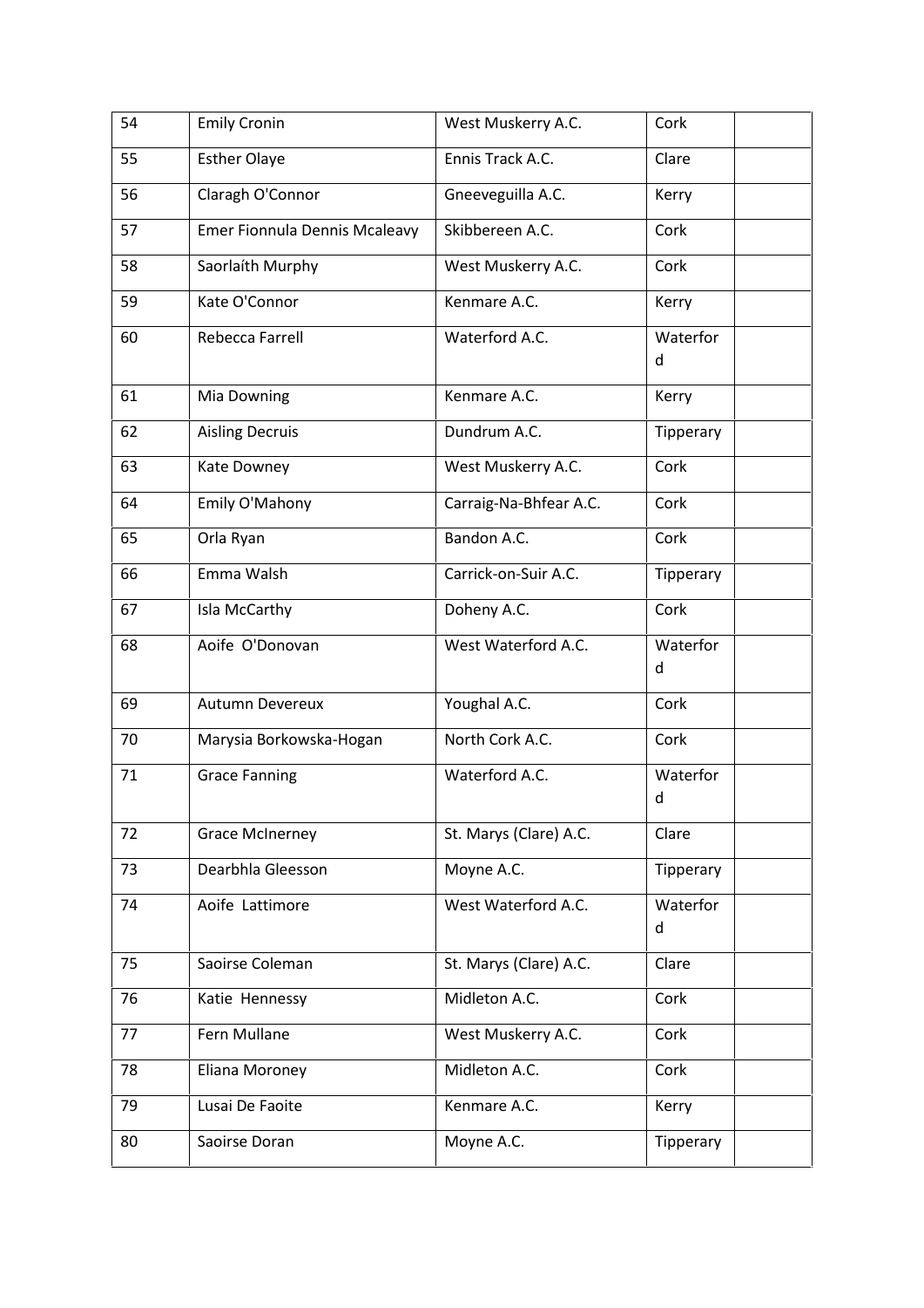| | | | | |
|---|---|---|---|---|
| 54 | Emily Cronin | West Muskerry A.C. | Cork | |
| 55 | Esther Olaye | Ennis Track A.C. | Clare | |
| 56 | Claragh O'Connor | Gneeveguilla A.C. | Kerry | |
| 57 | Emer Fionnula Dennis Mcaleavy | Skibbereen A.C. | Cork | |
| 58 | Saorlaíth Murphy | West Muskerry A.C. | Cork | |
| 59 | Kate O'Connor | Kenmare A.C. | Kerry | |
| 60 | Rebecca Farrell | Waterford A.C. | Waterford | |
| 61 | Mia Downing | Kenmare A.C. | Kerry | |
| 62 | Aisling Decruis | Dundrum A.C. | Tipperary | |
| 63 | Kate Downey | West Muskerry A.C. | Cork | |
| 64 | Emily O'Mahony | Carraig-Na-Bhfear A.C. | Cork | |
| 65 | Orla Ryan | Bandon A.C. | Cork | |
| 66 | Emma Walsh | Carrick-on-Suir A.C. | Tipperary | |
| 67 | Isla McCarthy | Doheny A.C. | Cork | |
| 68 | Aoife O'Donovan | West Waterford A.C. | Waterford | |
| 69 | Autumn Devereux | Youghal A.C. | Cork | |
| 70 | Marysia Borkowska-Hogan | North Cork A.C. | Cork | |
| 71 | Grace Fanning | Waterford A.C. | Waterford | |
| 72 | Grace McInerney | St. Marys (Clare) A.C. | Clare | |
| 73 | Dearbhla Gleesson | Moyne A.C. | Tipperary | |
| 74 | Aoife Lattimore | West Waterford A.C. | Waterford | |
| 75 | Saoirse Coleman | St. Marys (Clare) A.C. | Clare | |
| 76 | Katie Hennessy | Midleton A.C. | Cork | |
| 77 | Fern Mullane | West Muskerry A.C. | Cork | |
| 78 | Eliana Moroney | Midleton A.C. | Cork | |
| 79 | Lusai De Faoite | Kenmare A.C. | Kerry | |
| 80 | Saoirse Doran | Moyne A.C. | Tipperary | |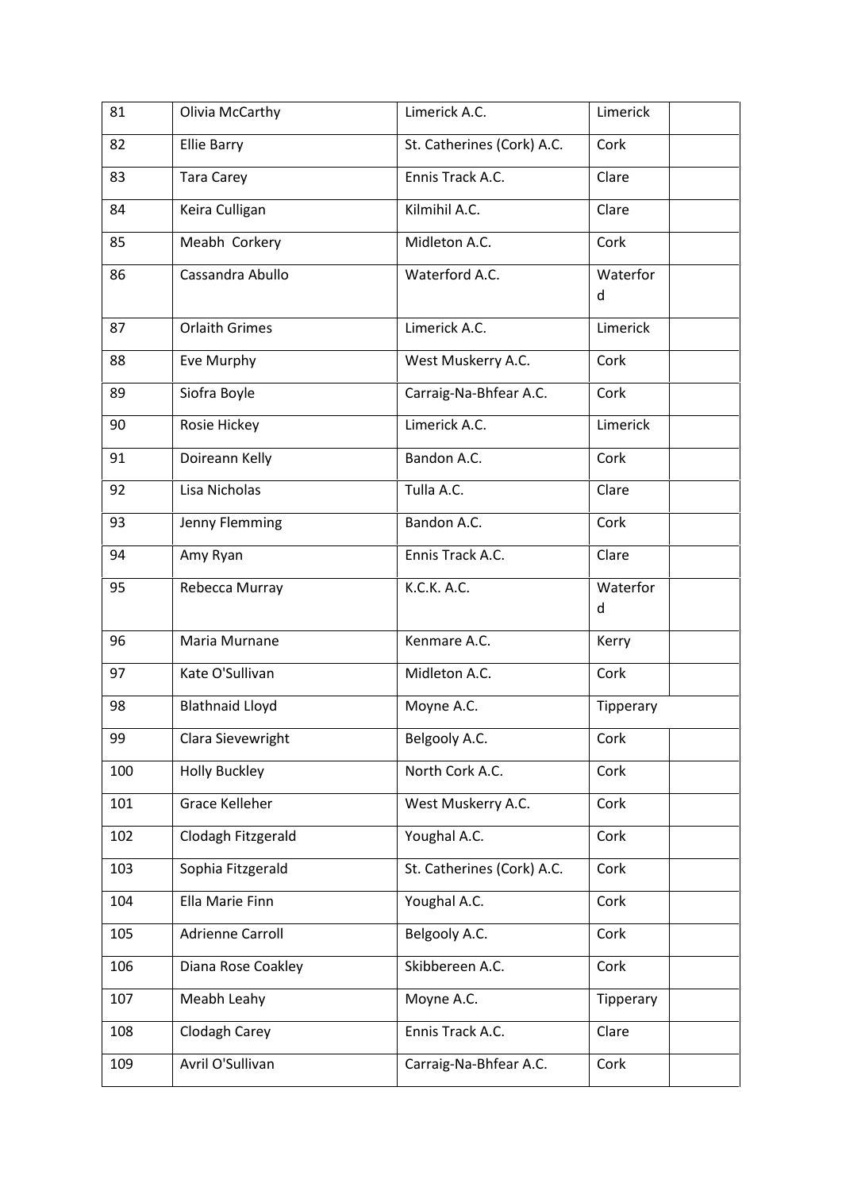| | | | | |
|---|---|---|---|---|
| 81 | Olivia McCarthy | Limerick A.C. | Limerick | |
| 82 | Ellie Barry | St. Catherines (Cork) A.C. | Cork | |
| 83 | Tara Carey | Ennis Track A.C. | Clare | |
| 84 | Keira Culligan | Kilmihil A.C. | Clare | |
| 85 | Meabh Corkery | Midleton A.C. | Cork | |
| 86 | Cassandra Abullo | Waterford A.C. | Waterford | |
| 87 | Orlaith Grimes | Limerick A.C. | Limerick | |
| 88 | Eve Murphy | West Muskerry A.C. | Cork | |
| 89 | Siofra Boyle | Carraig-Na-Bhfear A.C. | Cork | |
| 90 | Rosie Hickey | Limerick A.C. | Limerick | |
| 91 | Doireann Kelly | Bandon A.C. | Cork | |
| 92 | Lisa Nicholas | Tulla A.C. | Clare | |
| 93 | Jenny Flemming | Bandon A.C. | Cork | |
| 94 | Amy Ryan | Ennis Track A.C. | Clare | |
| 95 | Rebecca Murray | K.C.K. A.C. | Waterford | |
| 96 | Maria Murnane | Kenmare A.C. | Kerry | |
| 97 | Kate O'Sullivan | Midleton A.C. | Cork | |
| 98 | Blathnaid Lloyd | Moyne A.C. | Tipperary | |
| 99 | Clara Sievewright | Belgooly A.C. | Cork | |
| 100 | Holly Buckley | North Cork A.C. | Cork | |
| 101 | Grace Kelleher | West Muskerry A.C. | Cork | |
| 102 | Clodagh Fitzgerald | Youghal A.C. | Cork | |
| 103 | Sophia Fitzgerald | St. Catherines (Cork) A.C. | Cork | |
| 104 | Ella Marie Finn | Youghal A.C. | Cork | |
| 105 | Adrienne Carroll | Belgooly A.C. | Cork | |
| 106 | Diana Rose Coakley | Skibbereen A.C. | Cork | |
| 107 | Meabh Leahy | Moyne A.C. | Tipperary | |
| 108 | Clodagh Carey | Ennis Track A.C. | Clare | |
| 109 | Avril O'Sullivan | Carraig-Na-Bhfear A.C. | Cork | |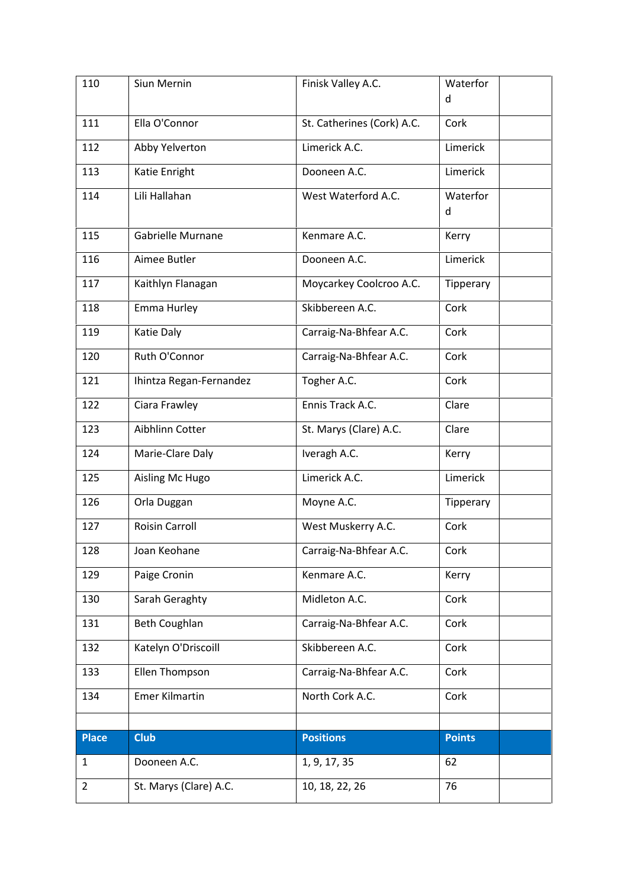| | | | | |
|---|---|---|---|---|
| 110 | Siun Mernin | Finisk Valley A.C. | Waterford | |
| 111 | Ella O'Connor | St. Catherines (Cork) A.C. | Cork | |
| 112 | Abby Yelverton | Limerick A.C. | Limerick | |
| 113 | Katie Enright | Dooneen A.C. | Limerick | |
| 114 | Lili Hallahan | West Waterford A.C. | Waterford | |
| 115 | Gabrielle Murnane | Kenmare A.C. | Kerry | |
| 116 | Aimee Butler | Dooneen A.C. | Limerick | |
| 117 | Kaithlyn Flanagan | Moycarkey Coolcroo A.C. | Tipperary | |
| 118 | Emma Hurley | Skibbereen A.C. | Cork | |
| 119 | Katie Daly | Carraig-Na-Bhfear A.C. | Cork | |
| 120 | Ruth O'Connor | Carraig-Na-Bhfear A.C. | Cork | |
| 121 | Ihintza Regan-Fernandez | Togher A.C. | Cork | |
| 122 | Ciara Frawley | Ennis Track A.C. | Clare | |
| 123 | Aibhlinn Cotter | St. Marys (Clare) A.C. | Clare | |
| 124 | Marie-Clare Daly | Iveragh A.C. | Kerry | |
| 125 | Aisling Mc Hugo | Limerick A.C. | Limerick | |
| 126 | Orla Duggan | Moyne A.C. | Tipperary | |
| 127 | Roisin Carroll | West Muskerry A.C. | Cork | |
| 128 | Joan Keohane | Carraig-Na-Bhfear A.C. | Cork | |
| 129 | Paige Cronin | Kenmare A.C. | Kerry | |
| 130 | Sarah Geraghty | Midleton A.C. | Cork | |
| 131 | Beth Coughlan | Carraig-Na-Bhfear A.C. | Cork | |
| 132 | Katelyn O'Driscoill | Skibbereen A.C. | Cork | |
| 133 | Ellen Thompson | Carraig-Na-Bhfear A.C. | Cork | |
| 134 | Emer Kilmartin | North Cork A.C. | Cork | |

| Place | Club | Positions | Points | |
|---|---|---|---|---|
| 1 | Dooneen A.C. | 1, 9, 17, 35 | 62 | |
| 2 | St. Marys (Clare) A.C. | 10, 18, 22, 26 | 76 | |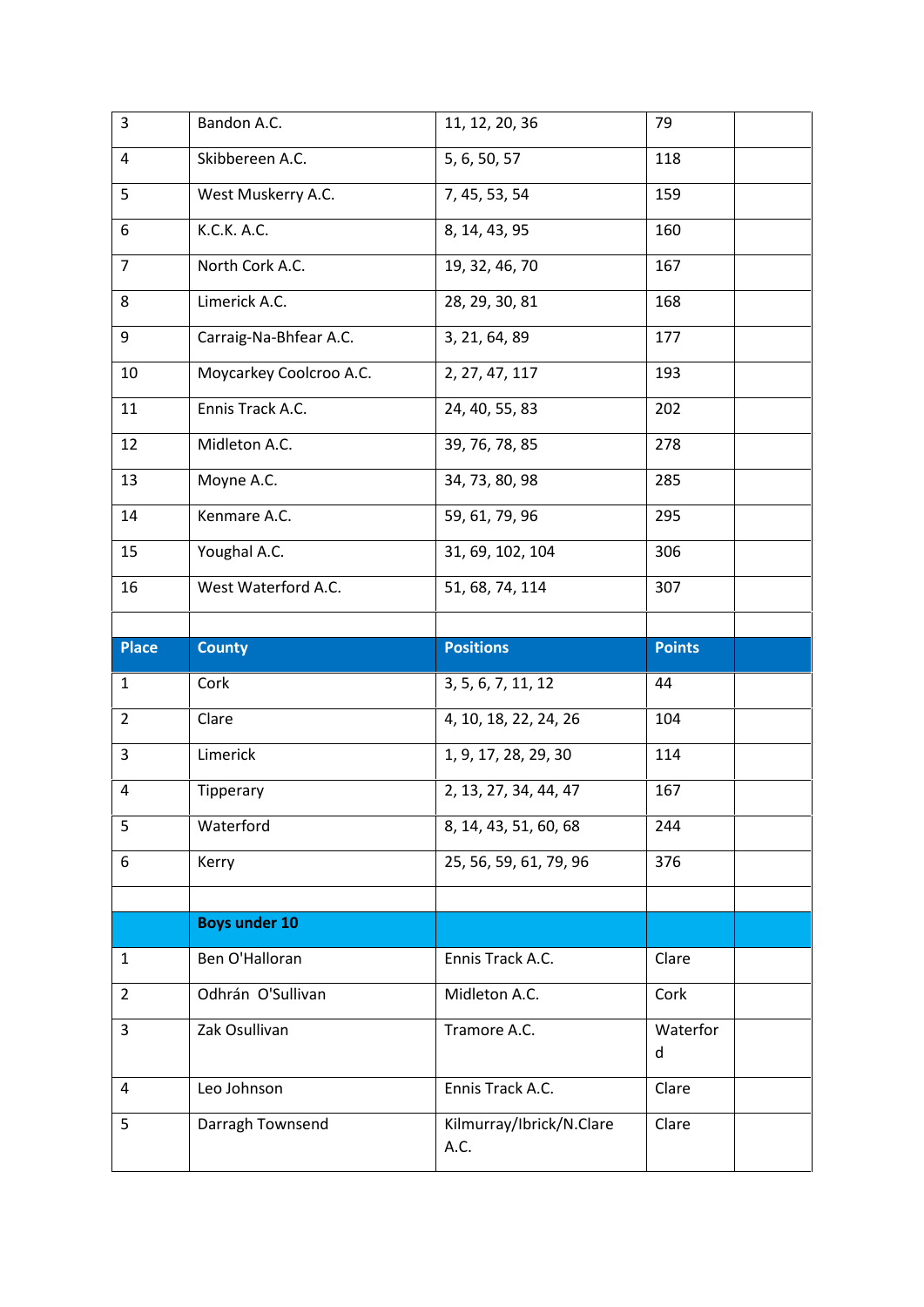| | | | | |
|---|---|---|---|---|
| 3 | Bandon A.C. | 11, 12, 20, 36 | 79 | |
| 4 | Skibbereen A.C. | 5, 6, 50, 57 | 118 | |
| 5 | West Muskerry A.C. | 7, 45, 53, 54 | 159 | |
| 6 | K.C.K. A.C. | 8, 14, 43, 95 | 160 | |
| 7 | North Cork A.C. | 19, 32, 46, 70 | 167 | |
| 8 | Limerick A.C. | 28, 29, 30, 81 | 168 | |
| 9 | Carraig-Na-Bhfear A.C. | 3, 21, 64, 89 | 177 | |
| 10 | Moycarkey Coolcroo A.C. | 2, 27, 47, 117 | 193 | |
| 11 | Ennis Track A.C. | 24, 40, 55, 83 | 202 | |
| 12 | Midleton A.C. | 39, 76, 78, 85 | 278 | |
| 13 | Moyne A.C. | 34, 73, 80, 98 | 285 | |
| 14 | Kenmare A.C. | 59, 61, 79, 96 | 295 | |
| 15 | Youghal A.C. | 31, 69, 102, 104 | 306 | |
| 16 | West Waterford A.C. | 51, 68, 74, 114 | 307 | |
| | | | | |
| **Place** | **County** | **Positions** | **Points** | |
| 1 | Cork | 3, 5, 6, 7, 11, 12 | 44 | |
| 2 | Clare | 4, 10, 18, 22, 24, 26 | 104 | |
| 3 | Limerick | 1, 9, 17, 28, 29, 30 | 114 | |
| 4 | Tipperary | 2, 13, 27, 34, 44, 47 | 167 | |
| 5 | Waterford | 8, 14, 43, 51, 60, 68 | 244 | |
| 6 | Kerry | 25, 56, 59, 61, 79, 96 | 376 | |
| | | | | |
| | **Boys under 10** | | | |
| 1 | Ben O'Halloran | Ennis Track A.C. | Clare | |
| 2 | Odhrán O'Sullivan | Midleton A.C. | Cork | |
| 3 | Zak Osullivan | Tramore A.C. | Waterford | |
| 4 | Leo Johnson | Ennis Track A.C. | Clare | |
| 5 | Darragh Townsend | Kilmurray/Ibrick/N.Clare A.C. | Clare | |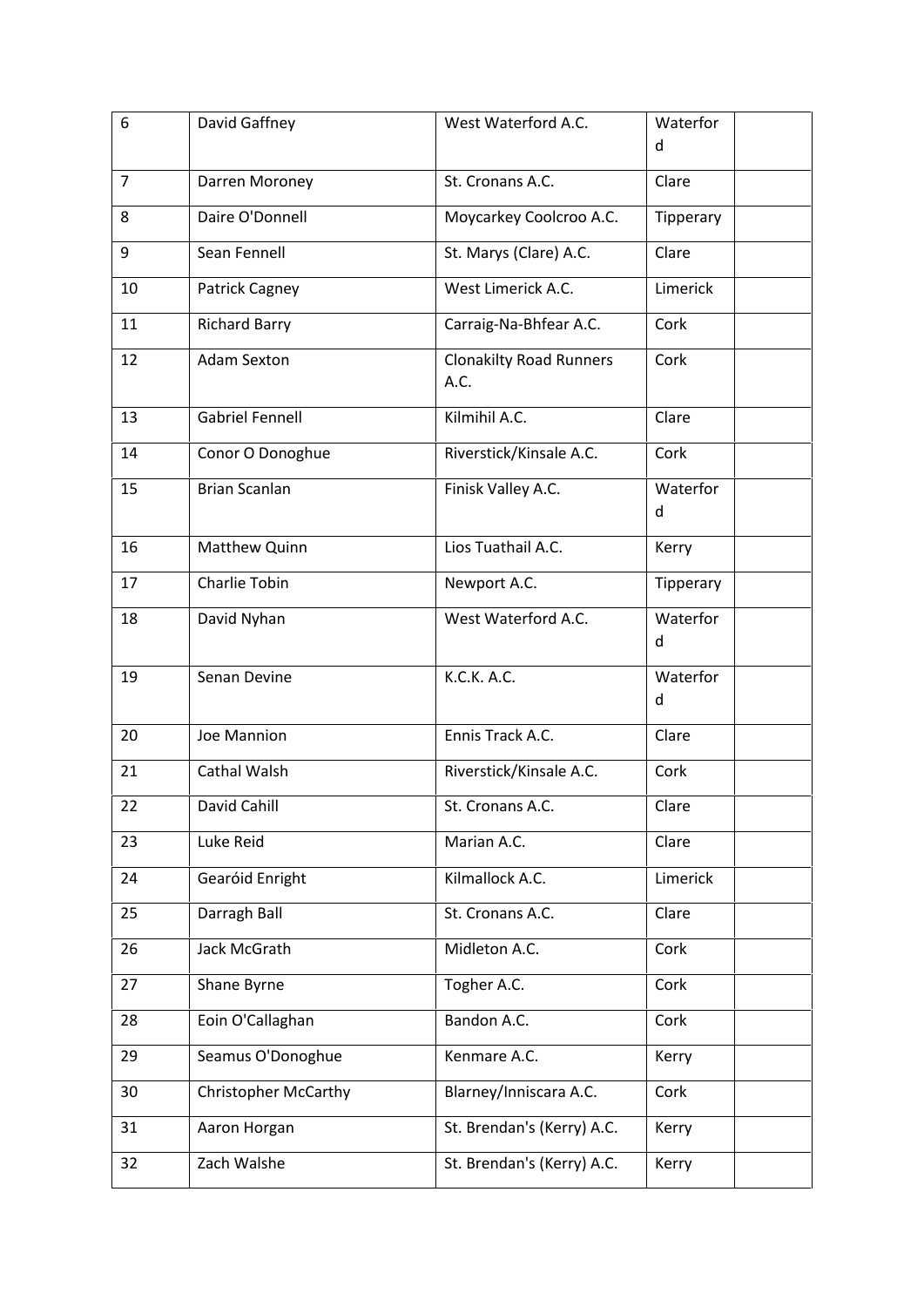| | | | | |
|---|---|---|---|---|
| 6 | David Gaffney | West Waterford A.C. | Waterford | |
| 7 | Darren Moroney | St. Cronans A.C. | Clare | |
| 8 | Daire O'Donnell | Moycarkey Coolcroo A.C. | Tipperary | |
| 9 | Sean Fennell | St. Marys (Clare) A.C. | Clare | |
| 10 | Patrick Cagney | West Limerick A.C. | Limerick | |
| 11 | Richard Barry | Carraig-Na-Bhfear A.C. | Cork | |
| 12 | Adam Sexton | Clonakilty Road Runners A.C. | Cork | |
| 13 | Gabriel Fennell | Kilmihil A.C. | Clare | |
| 14 | Conor O Donoghue | Riverstick/Kinsale A.C. | Cork | |
| 15 | Brian Scanlan | Finisk Valley A.C. | Waterford | |
| 16 | Matthew Quinn | Lios Tuathail A.C. | Kerry | |
| 17 | Charlie Tobin | Newport A.C. | Tipperary | |
| 18 | David Nyhan | West Waterford A.C. | Waterford | |
| 19 | Senan Devine | K.C.K. A.C. | Waterford | |
| 20 | Joe Mannion | Ennis Track A.C. | Clare | |
| 21 | Cathal Walsh | Riverstick/Kinsale A.C. | Cork | |
| 22 | David Cahill | St. Cronans A.C. | Clare | |
| 23 | Luke Reid | Marian A.C. | Clare | |
| 24 | Gearóid Enright | Kilmallock A.C. | Limerick | |
| 25 | Darragh Ball | St. Cronans A.C. | Clare | |
| 26 | Jack McGrath | Midleton A.C. | Cork | |
| 27 | Shane Byrne | Togher A.C. | Cork | |
| 28 | Eoin O'Callaghan | Bandon A.C. | Cork | |
| 29 | Seamus O'Donoghue | Kenmare A.C. | Kerry | |
| 30 | Christopher McCarthy | Blarney/Inniscara A.C. | Cork | |
| 31 | Aaron Horgan | St. Brendan's (Kerry) A.C. | Kerry | |
| 32 | Zach Walshe | St. Brendan's (Kerry) A.C. | Kerry | |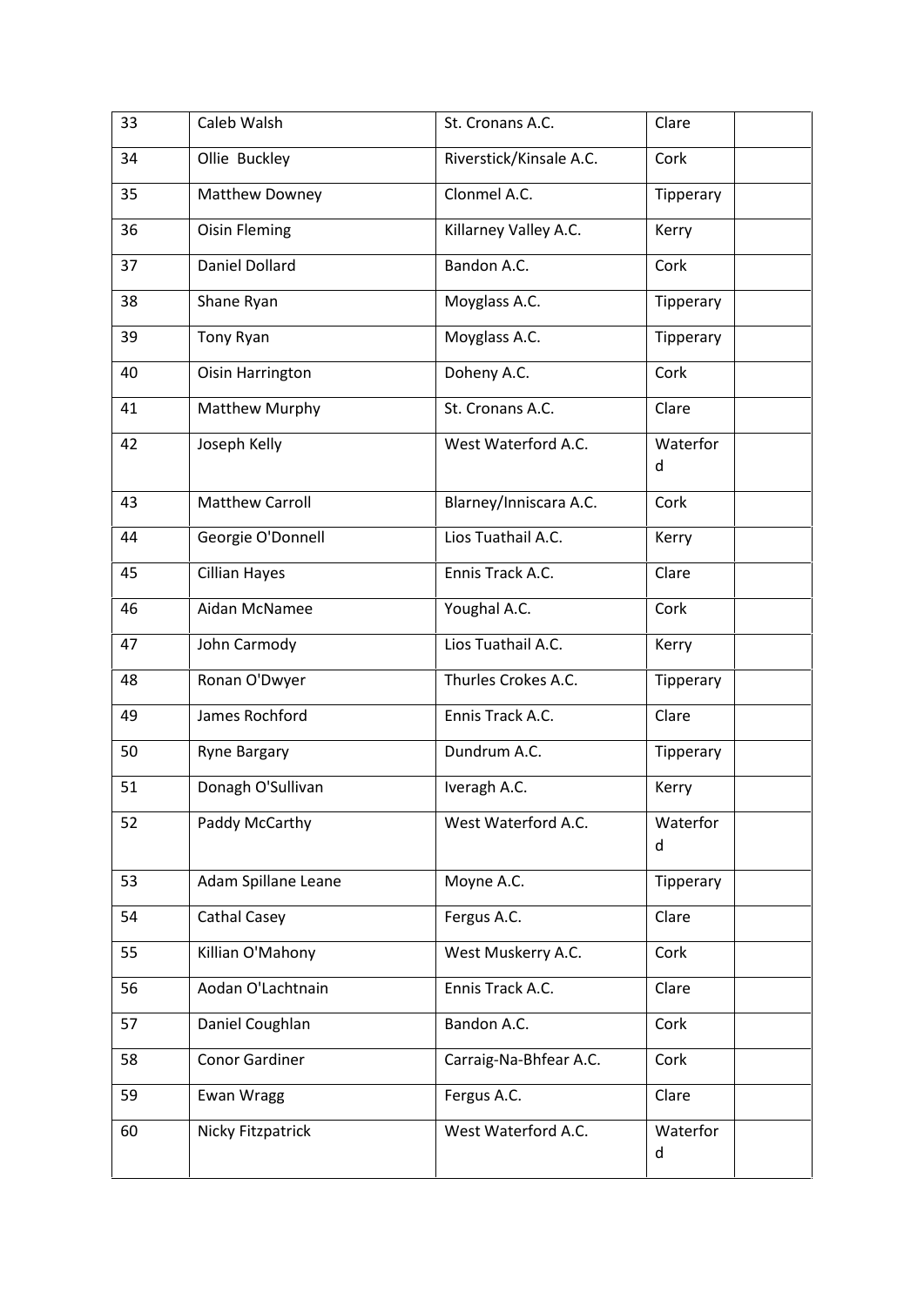| | | | | |
|---|---|---|---|---|
| 33 | Caleb Walsh | St. Cronans A.C. | Clare | |
| 34 | Ollie Buckley | Riverstick/Kinsale A.C. | Cork | |
| 35 | Matthew Downey | Clonmel A.C. | Tipperary | |
| 36 | Oisin Fleming | Killarney Valley A.C. | Kerry | |
| 37 | Daniel Dollard | Bandon A.C. | Cork | |
| 38 | Shane Ryan | Moyglass A.C. | Tipperary | |
| 39 | Tony Ryan | Moyglass A.C. | Tipperary | |
| 40 | Oisin Harrington | Doheny A.C. | Cork | |
| 41 | Matthew Murphy | St. Cronans A.C. | Clare | |
| 42 | Joseph Kelly | West Waterford A.C. | Waterford | |
| 43 | Matthew Carroll | Blarney/Inniscara A.C. | Cork | |
| 44 | Georgie O'Donnell | Lios Tuathail A.C. | Kerry | |
| 45 | Cillian Hayes | Ennis Track A.C. | Clare | |
| 46 | Aidan McNamee | Youghal A.C. | Cork | |
| 47 | John Carmody | Lios Tuathail A.C. | Kerry | |
| 48 | Ronan O'Dwyer | Thurles Crokes A.C. | Tipperary | |
| 49 | James Rochford | Ennis Track A.C. | Clare | |
| 50 | Ryne Bargary | Dundrum A.C. | Tipperary | |
| 51 | Donagh O'Sullivan | Iveragh A.C. | Kerry | |
| 52 | Paddy McCarthy | West Waterford A.C. | Waterford | |
| 53 | Adam Spillane Leane | Moyne A.C. | Tipperary | |
| 54 | Cathal Casey | Fergus A.C. | Clare | |
| 55 | Killian O'Mahony | West Muskerry A.C. | Cork | |
| 56 | Aodan O'Lachtnain | Ennis Track A.C. | Clare | |
| 57 | Daniel Coughlan | Bandon A.C. | Cork | |
| 58 | Conor Gardiner | Carraig-Na-Bhfear A.C. | Cork | |
| 59 | Ewan Wragg | Fergus A.C. | Clare | |
| 60 | Nicky Fitzpatrick | West Waterford A.C. | Waterford | |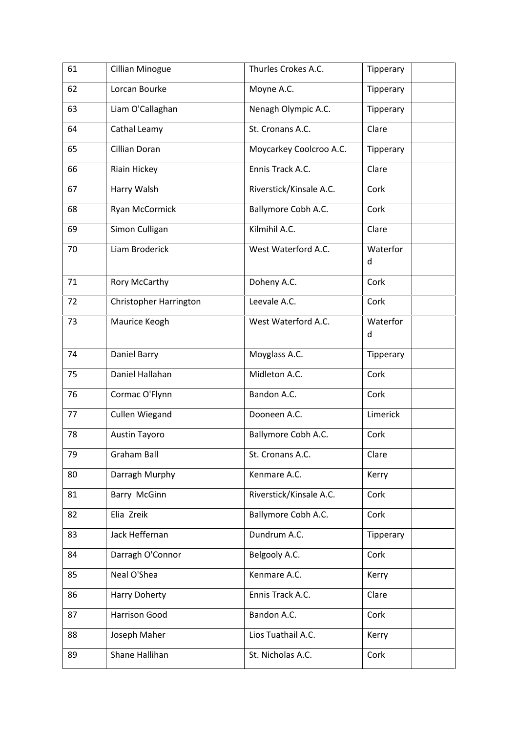| | | | | |
|---|---|---|---|---|
| 61 | Cillian Minogue | Thurles Crokes A.C. | Tipperary | |
| 62 | Lorcan Bourke | Moyne A.C. | Tipperary | |
| 63 | Liam O'Callaghan | Nenagh Olympic A.C. | Tipperary | |
| 64 | Cathal Leamy | St. Cronans A.C. | Clare | |
| 65 | Cillian Doran | Moycarkey Coolcroo A.C. | Tipperary | |
| 66 | Riain Hickey | Ennis Track A.C. | Clare | |
| 67 | Harry Walsh | Riverstick/Kinsale A.C. | Cork | |
| 68 | Ryan McCormick | Ballymore Cobh A.C. | Cork | |
| 69 | Simon Culligan | Kilmihil A.C. | Clare | |
| 70 | Liam Broderick | West Waterford A.C. | Waterford | |
| 71 | Rory McCarthy | Doheny A.C. | Cork | |
| 72 | Christopher Harrington | Leevale A.C. | Cork | |
| 73 | Maurice Keogh | West Waterford A.C. | Waterford | |
| 74 | Daniel Barry | Moyglass A.C. | Tipperary | |
| 75 | Daniel Hallahan | Midleton A.C. | Cork | |
| 76 | Cormac O'Flynn | Bandon A.C. | Cork | |
| 77 | Cullen Wiegand | Dooneen A.C. | Limerick | |
| 78 | Austin Tayoro | Ballymore Cobh A.C. | Cork | |
| 79 | Graham Ball | St. Cronans A.C. | Clare | |
| 80 | Darragh Murphy | Kenmare A.C. | Kerry | |
| 81 | Barry McGinn | Riverstick/Kinsale A.C. | Cork | |
| 82 | Elia Zreik | Ballymore Cobh A.C. | Cork | |
| 83 | Jack Heffernan | Dundrum A.C. | Tipperary | |
| 84 | Darragh O'Connor | Belgooly A.C. | Cork | |
| 85 | Neal O'Shea | Kenmare A.C. | Kerry | |
| 86 | Harry Doherty | Ennis Track A.C. | Clare | |
| 87 | Harrison Good | Bandon A.C. | Cork | |
| 88 | Joseph Maher | Lios Tuathail A.C. | Kerry | |
| 89 | Shane Hallihan | St. Nicholas A.C. | Cork | |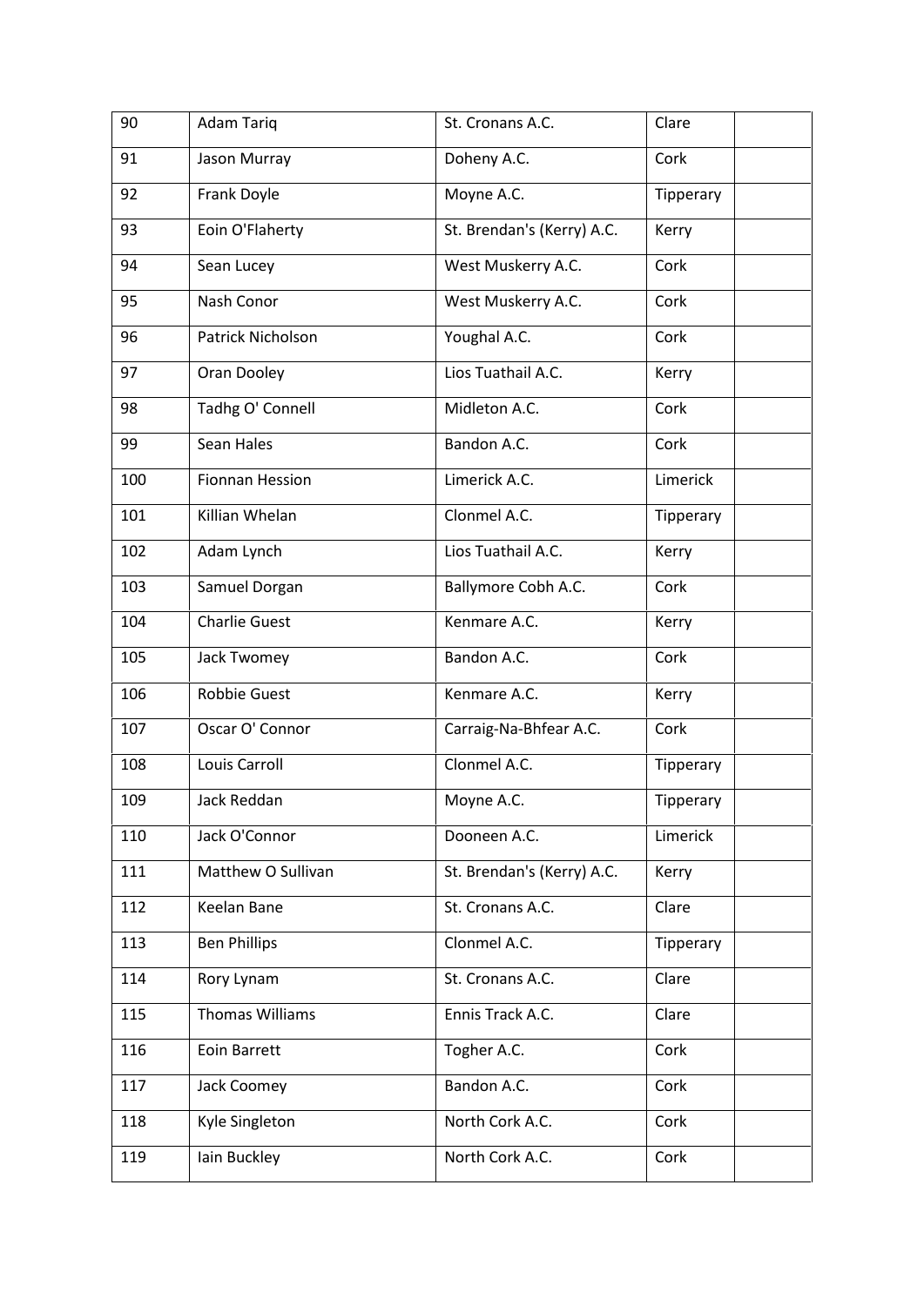| | | | | |
|---|---|---|---|---|
| 90 | Adam Tariq | St. Cronans A.C. | Clare | |
| 91 | Jason Murray | Doheny A.C. | Cork | |
| 92 | Frank Doyle | Moyne A.C. | Tipperary | |
| 93 | Eoin O'Flaherty | St. Brendan's (Kerry) A.C. | Kerry | |
| 94 | Sean Lucey | West Muskerry A.C. | Cork | |
| 95 | Nash Conor | West Muskerry A.C. | Cork | |
| 96 | Patrick Nicholson | Youghal A.C. | Cork | |
| 97 | Oran Dooley | Lios Tuathail A.C. | Kerry | |
| 98 | Tadhg O' Connell | Midleton A.C. | Cork | |
| 99 | Sean Hales | Bandon A.C. | Cork | |
| 100 | Fionnan Hession | Limerick A.C. | Limerick | |
| 101 | Killian Whelan | Clonmel A.C. | Tipperary | |
| 102 | Adam Lynch | Lios Tuathail A.C. | Kerry | |
| 103 | Samuel Dorgan | Ballymore Cobh A.C. | Cork | |
| 104 | Charlie Guest | Kenmare A.C. | Kerry | |
| 105 | Jack Twomey | Bandon A.C. | Cork | |
| 106 | Robbie Guest | Kenmare A.C. | Kerry | |
| 107 | Oscar O' Connor | Carraig-Na-Bhfear A.C. | Cork | |
| 108 | Louis Carroll | Clonmel A.C. | Tipperary | |
| 109 | Jack Reddan | Moyne A.C. | Tipperary | |
| 110 | Jack O'Connor | Dooneen A.C. | Limerick | |
| 111 | Matthew O Sullivan | St. Brendan's (Kerry) A.C. | Kerry | |
| 112 | Keelan Bane | St. Cronans A.C. | Clare | |
| 113 | Ben Phillips | Clonmel A.C. | Tipperary | |
| 114 | Rory Lynam | St. Cronans A.C. | Clare | |
| 115 | Thomas Williams | Ennis Track A.C. | Clare | |
| 116 | Eoin Barrett | Togher A.C. | Cork | |
| 117 | Jack Coomey | Bandon A.C. | Cork | |
| 118 | Kyle Singleton | North Cork A.C. | Cork | |
| 119 | Iain Buckley | North Cork A.C. | Cork | |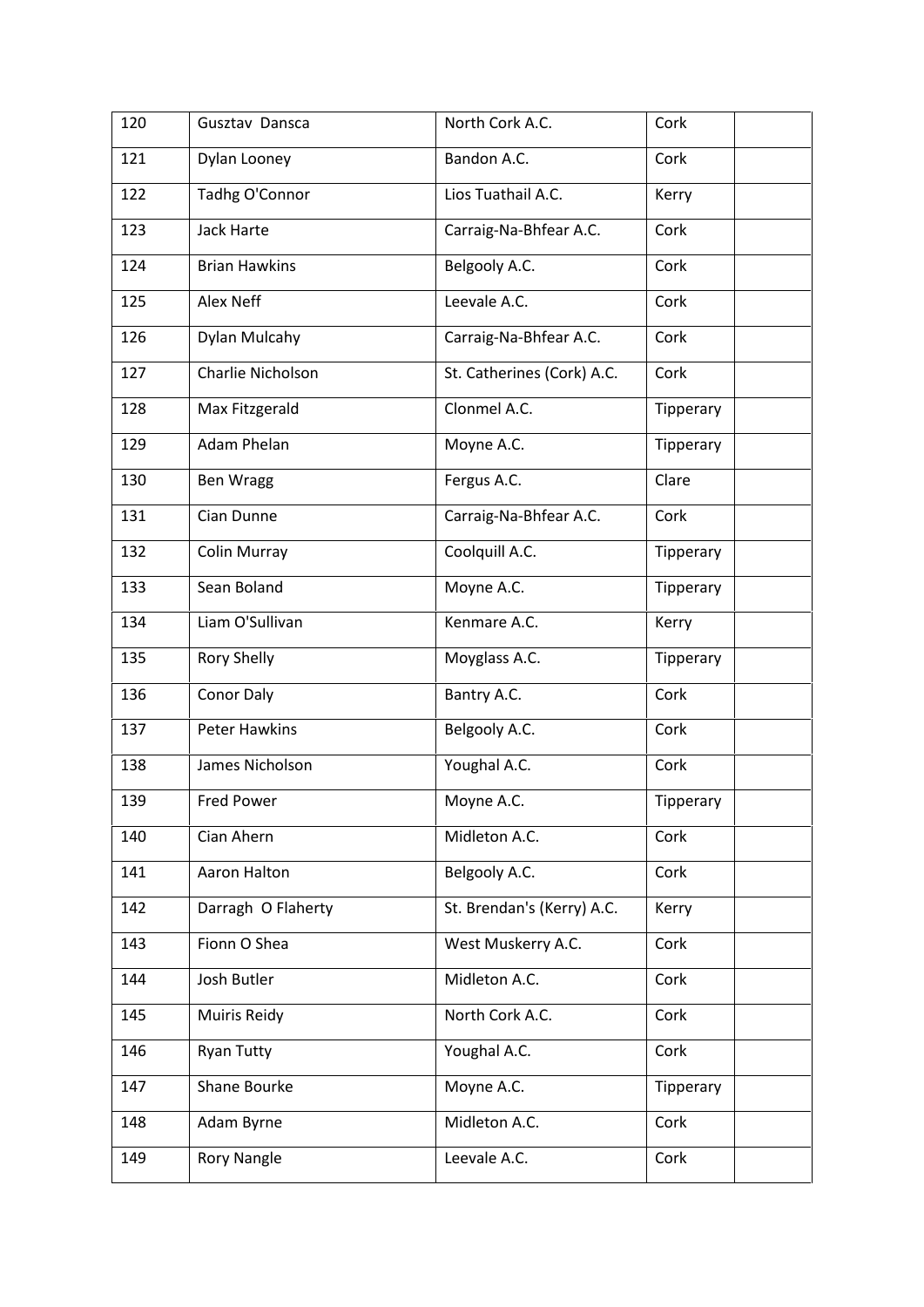| | | | | |
|---|---|---|---|---|
| 120 | Gusztav Dansca | North Cork A.C. | Cork | |
| 121 | Dylan Looney | Bandon A.C. | Cork | |
| 122 | Tadhg O'Connor | Lios Tuathail A.C. | Kerry | |
| 123 | Jack Harte | Carraig-Na-Bhfear A.C. | Cork | |
| 124 | Brian Hawkins | Belgooly A.C. | Cork | |
| 125 | Alex Neff | Leevale A.C. | Cork | |
| 126 | Dylan Mulcahy | Carraig-Na-Bhfear A.C. | Cork | |
| 127 | Charlie Nicholson | St. Catherines (Cork) A.C. | Cork | |
| 128 | Max Fitzgerald | Clonmel A.C. | Tipperary | |
| 129 | Adam Phelan | Moyne A.C. | Tipperary | |
| 130 | Ben Wragg | Fergus A.C. | Clare | |
| 131 | Cian Dunne | Carraig-Na-Bhfear A.C. | Cork | |
| 132 | Colin Murray | Coolquill A.C. | Tipperary | |
| 133 | Sean Boland | Moyne A.C. | Tipperary | |
| 134 | Liam O'Sullivan | Kenmare A.C. | Kerry | |
| 135 | Rory Shelly | Moyglass A.C. | Tipperary | |
| 136 | Conor Daly | Bantry A.C. | Cork | |
| 137 | Peter Hawkins | Belgooly A.C. | Cork | |
| 138 | James Nicholson | Youghal A.C. | Cork | |
| 139 | Fred Power | Moyne A.C. | Tipperary | |
| 140 | Cian Ahern | Midleton A.C. | Cork | |
| 141 | Aaron Halton | Belgooly A.C. | Cork | |
| 142 | Darragh O Flaherty | St. Brendan's (Kerry) A.C. | Kerry | |
| 143 | Fionn O Shea | West Muskerry A.C. | Cork | |
| 144 | Josh Butler | Midleton A.C. | Cork | |
| 145 | Muiris Reidy | North Cork A.C. | Cork | |
| 146 | Ryan Tutty | Youghal A.C. | Cork | |
| 147 | Shane Bourke | Moyne A.C. | Tipperary | |
| 148 | Adam Byrne | Midleton A.C. | Cork | |
| 149 | Rory Nangle | Leevale A.C. | Cork | |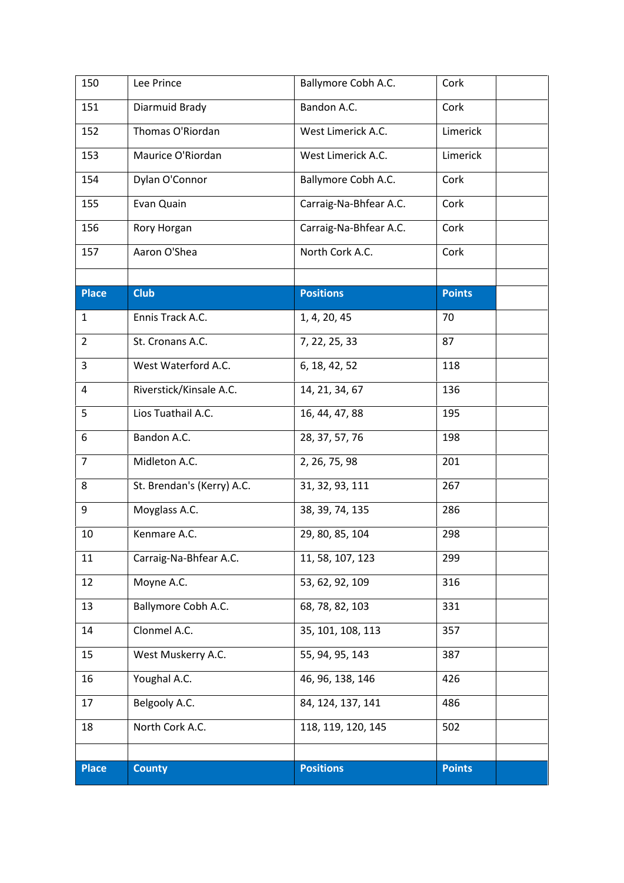| | | | | |
|---|---|---|---|---|
| 150 | Lee Prince | Ballymore Cobh A.C. | Cork | |
| 151 | Diarmuid Brady | Bandon A.C. | Cork | |
| 152 | Thomas O'Riordan | West Limerick A.C. | Limerick | |
| 153 | Maurice O'Riordan | West Limerick A.C. | Limerick | |
| 154 | Dylan O'Connor | Ballymore Cobh A.C. | Cork | |
| 155 | Evan Quain | Carraig-Na-Bhfear A.C. | Cork | |
| 156 | Rory Horgan | Carraig-Na-Bhfear A.C. | Cork | |
| 157 | Aaron O'Shea | North Cork A.C. | Cork | |

| Place | Club | Positions | Points | |
|---|---|---|---|---|
| 1 | Ennis Track A.C. | 1, 4, 20, 45 | 70 | |
| 2 | St. Cronans A.C. | 7, 22, 25, 33 | 87 | |
| 3 | West Waterford A.C. | 6, 18, 42, 52 | 118 | |
| 4 | Riverstick/Kinsale A.C. | 14, 21, 34, 67 | 136 | |
| 5 | Lios Tuathail A.C. | 16, 44, 47, 88 | 195 | |
| 6 | Bandon A.C. | 28, 37, 57, 76 | 198 | |
| 7 | Midleton A.C. | 2, 26, 75, 98 | 201 | |
| 8 | St. Brendan's (Kerry) A.C. | 31, 32, 93, 111 | 267 | |
| 9 | Moyglass A.C. | 38, 39, 74, 135 | 286 | |
| 10 | Kenmare A.C. | 29, 80, 85, 104 | 298 | |
| 11 | Carraig-Na-Bhfear A.C. | 11, 58, 107, 123 | 299 | |
| 12 | Moyne A.C. | 53, 62, 92, 109 | 316 | |
| 13 | Ballymore Cobh A.C. | 68, 78, 82, 103 | 331 | |
| 14 | Clonmel A.C. | 35, 101, 108, 113 | 357 | |
| 15 | West Muskerry A.C. | 55, 94, 95, 143 | 387 | |
| 16 | Youghal A.C. | 46, 96, 138, 146 | 426 | |
| 17 | Belgooly A.C. | 84, 124, 137, 141 | 486 | |
| 18 | North Cork A.C. | 118, 119, 120, 145 | 502 | |

| Place | County | Positions | Points | |
|---|---|---|---|---|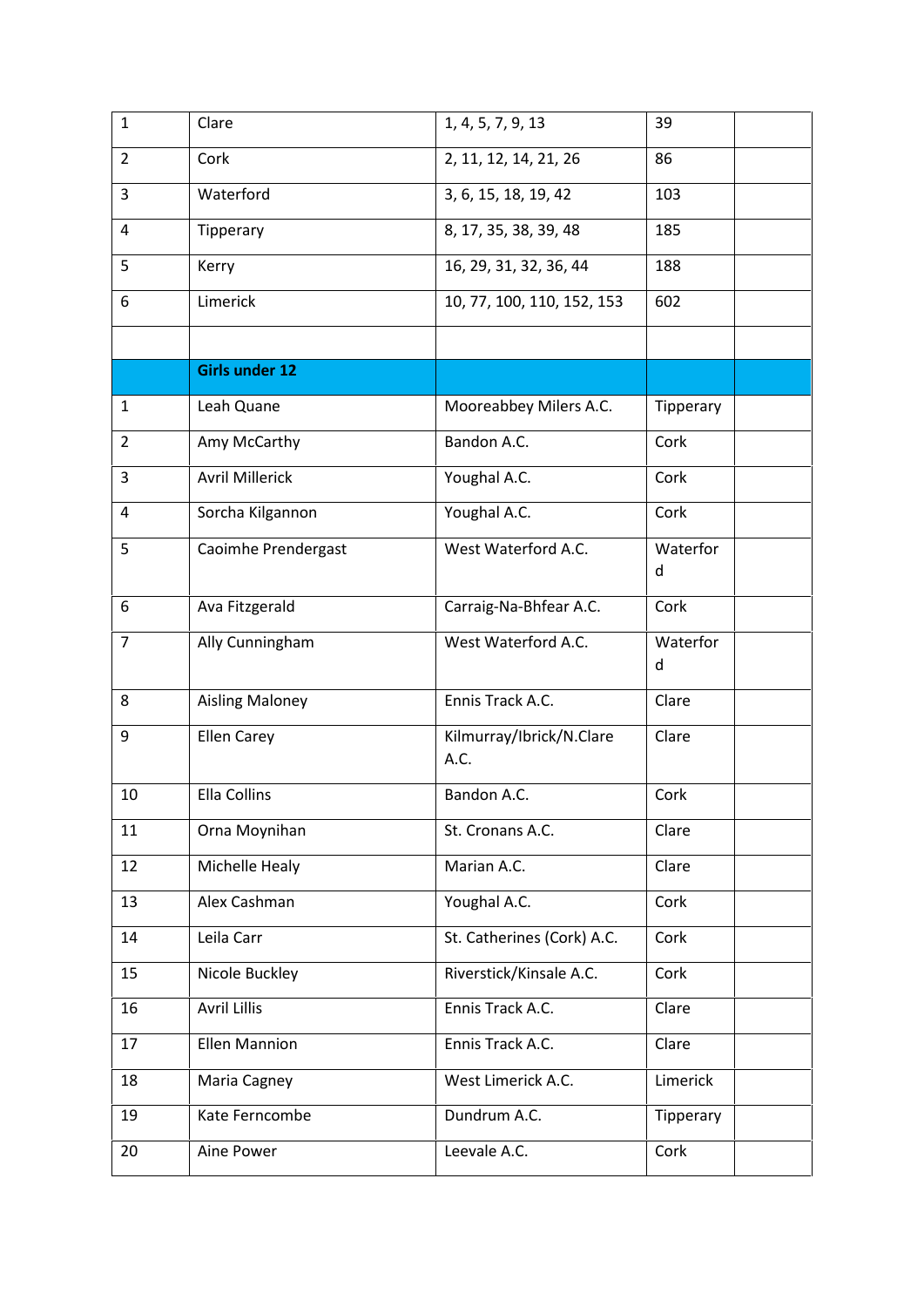| | | | | |
|---|---|---|---|---|
| 1 | Clare | 1, 4, 5, 7, 9, 13 | 39 | |
| 2 | Cork | 2, 11, 12, 14, 21, 26 | 86 | |
| 3 | Waterford | 3, 6, 15, 18, 19, 42 | 103 | |
| 4 | Tipperary | 8, 17, 35, 38, 39, 48 | 185 | |
| 5 | Kerry | 16, 29, 31, 32, 36, 44 | 188 | |
| 6 | Limerick | 10, 77, 100, 110, 152, 153 | 602 | |
| | | | | |
| | **Girls under 12** | | | |
| 1 | Leah Quane | Mooreabbey Milers A.C. | Tipperary | |
| 2 | Amy McCarthy | Bandon A.C. | Cork | |
| 3 | Avril Millerick | Youghal A.C. | Cork | |
| 4 | Sorcha Kilgannon | Youghal A.C. | Cork | |
| 5 | Caoimhe Prendergast | West Waterford A.C. | Waterford | |
| 6 | Ava Fitzgerald | Carraig-Na-Bhfear A.C. | Cork | |
| 7 | Ally Cunningham | West Waterford A.C. | Waterford | |
| 8 | Aisling Maloney | Ennis Track A.C. | Clare | |
| 9 | Ellen Carey | Kilmurray/Ibrick/N.Clare A.C. | Clare | |
| 10 | Ella Collins | Bandon A.C. | Cork | |
| 11 | Orna Moynihan | St. Cronans A.C. | Clare | |
| 12 | Michelle Healy | Marian A.C. | Clare | |
| 13 | Alex Cashman | Youghal A.C. | Cork | |
| 14 | Leila Carr | St. Catherines (Cork) A.C. | Cork | |
| 15 | Nicole Buckley | Riverstick/Kinsale A.C. | Cork | |
| 16 | Avril Lillis | Ennis Track A.C. | Clare | |
| 17 | Ellen Mannion | Ennis Track A.C. | Clare | |
| 18 | Maria Cagney | West Limerick A.C. | Limerick | |
| 19 | Kate Ferncombe | Dundrum A.C. | Tipperary | |
| 20 | Aine Power | Leevale A.C. | Cork | |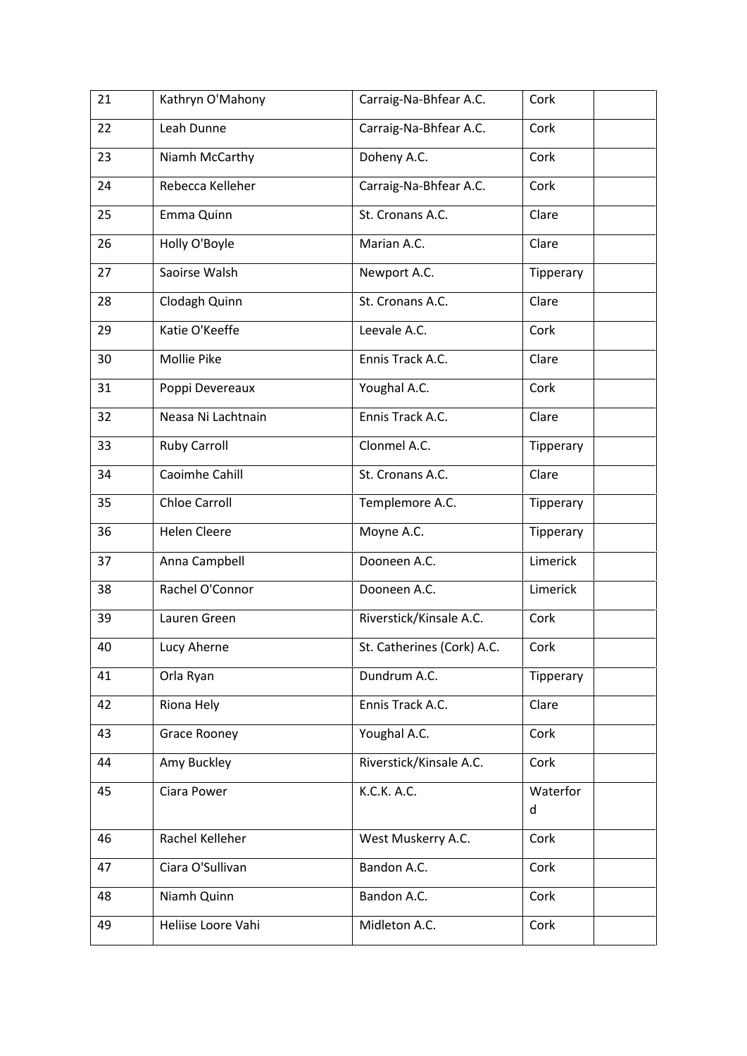| | | | | |
|---|---|---|---|---|
| 21 | Kathryn O'Mahony | Carraig-Na-Bhfear A.C. | Cork | |
| 22 | Leah Dunne | Carraig-Na-Bhfear A.C. | Cork | |
| 23 | Niamh McCarthy | Doheny A.C. | Cork | |
| 24 | Rebecca Kelleher | Carraig-Na-Bhfear A.C. | Cork | |
| 25 | Emma Quinn | St. Cronans A.C. | Clare | |
| 26 | Holly O'Boyle | Marian A.C. | Clare | |
| 27 | Saoirse Walsh | Newport A.C. | Tipperary | |
| 28 | Clodagh Quinn | St. Cronans A.C. | Clare | |
| 29 | Katie O'Keeffe | Leevale A.C. | Cork | |
| 30 | Mollie Pike | Ennis Track A.C. | Clare | |
| 31 | Poppi Devereaux | Youghal A.C. | Cork | |
| 32 | Neasa Ni Lachtnain | Ennis Track A.C. | Clare | |
| 33 | Ruby Carroll | Clonmel A.C. | Tipperary | |
| 34 | Caoimhe Cahill | St. Cronans A.C. | Clare | |
| 35 | Chloe Carroll | Templemore A.C. | Tipperary | |
| 36 | Helen Cleere | Moyne A.C. | Tipperary | |
| 37 | Anna Campbell | Dooneen A.C. | Limerick | |
| 38 | Rachel O'Connor | Dooneen A.C. | Limerick | |
| 39 | Lauren Green | Riverstick/Kinsale A.C. | Cork | |
| 40 | Lucy Aherne | St. Catherines (Cork) A.C. | Cork | |
| 41 | Orla Ryan | Dundrum A.C. | Tipperary | |
| 42 | Riona Hely | Ennis Track A.C. | Clare | |
| 43 | Grace Rooney | Youghal A.C. | Cork | |
| 44 | Amy Buckley | Riverstick/Kinsale A.C. | Cork | |
| 45 | Ciara Power | K.C.K. A.C. | Waterford | |
| 46 | Rachel Kelleher | West Muskerry A.C. | Cork | |
| 47 | Ciara O'Sullivan | Bandon A.C. | Cork | |
| 48 | Niamh Quinn | Bandon A.C. | Cork | |
| 49 | Heliise Loore Vahi | Midleton A.C. | Cork | |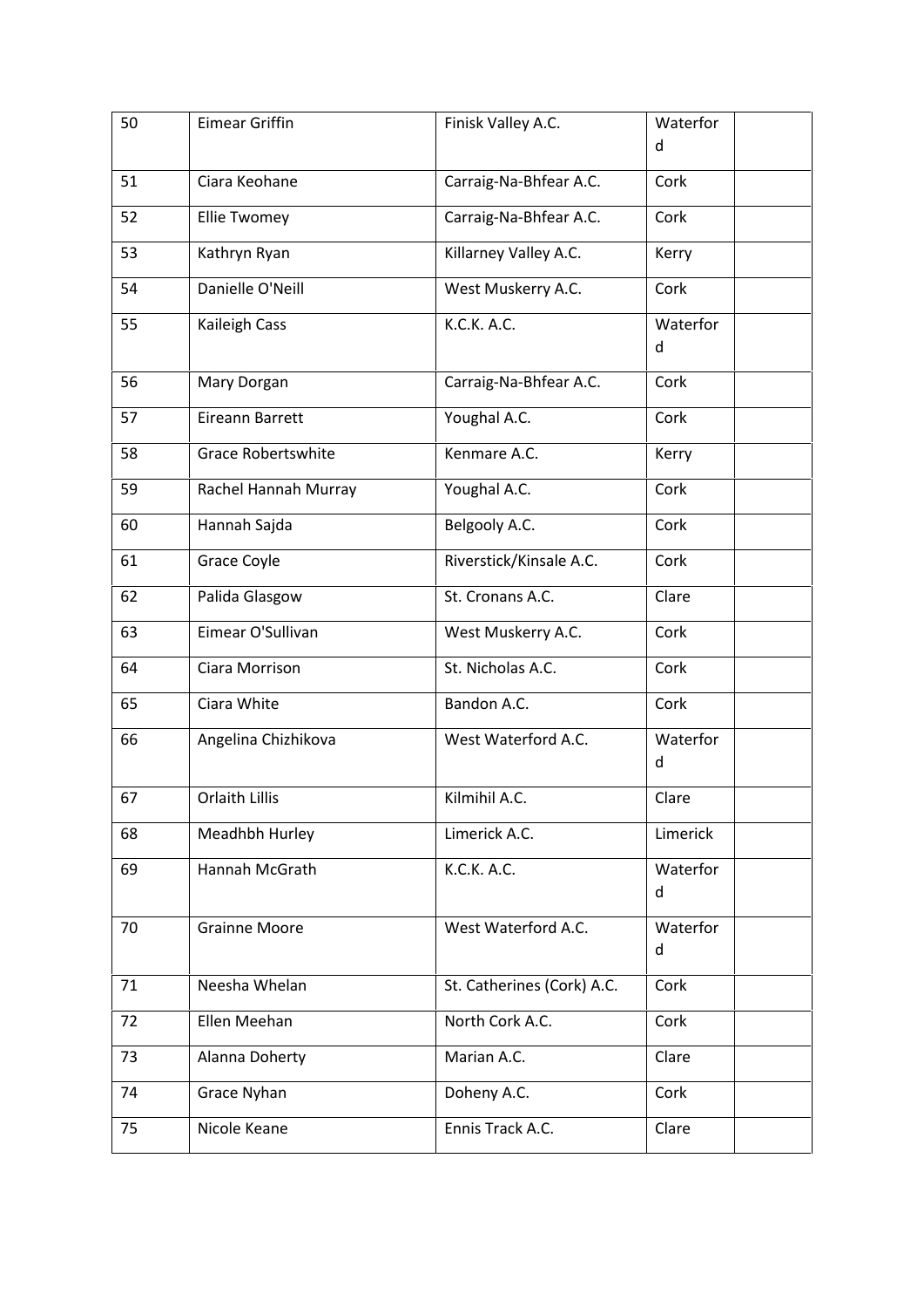| | | | | |
|---|---|---|---|---|
| 50 | Eimear Griffin | Finisk Valley A.C. | Waterford | |
| 51 | Ciara Keohane | Carraig-Na-Bhfear A.C. | Cork | |
| 52 | Ellie Twomey | Carraig-Na-Bhfear A.C. | Cork | |
| 53 | Kathryn Ryan | Killarney Valley A.C. | Kerry | |
| 54 | Danielle O'Neill | West Muskerry A.C. | Cork | |
| 55 | Kaileigh Cass | K.C.K. A.C. | Waterford | |
| 56 | Mary Dorgan | Carraig-Na-Bhfear A.C. | Cork | |
| 57 | Eireann Barrett | Youghal A.C. | Cork | |
| 58 | Grace Robertswhite | Kenmare A.C. | Kerry | |
| 59 | Rachel Hannah Murray | Youghal A.C. | Cork | |
| 60 | Hannah Sajda | Belgooly A.C. | Cork | |
| 61 | Grace Coyle | Riverstick/Kinsale A.C. | Cork | |
| 62 | Palida Glasgow | St. Cronans A.C. | Clare | |
| 63 | Eimear O'Sullivan | West Muskerry A.C. | Cork | |
| 64 | Ciara Morrison | St. Nicholas A.C. | Cork | |
| 65 | Ciara White | Bandon A.C. | Cork | |
| 66 | Angelina Chizhikova | West Waterford A.C. | Waterford | |
| 67 | Orlaith Lillis | Kilmihil A.C. | Clare | |
| 68 | Meadhbh Hurley | Limerick A.C. | Limerick | |
| 69 | Hannah McGrath | K.C.K. A.C. | Waterford | |
| 70 | Grainne Moore | West Waterford A.C. | Waterford | |
| 71 | Neesha Whelan | St. Catherines (Cork) A.C. | Cork | |
| 72 | Ellen Meehan | North Cork A.C. | Cork | |
| 73 | Alanna Doherty | Marian A.C. | Clare | |
| 74 | Grace Nyhan | Doheny A.C. | Cork | |
| 75 | Nicole Keane | Ennis Track A.C. | Clare | |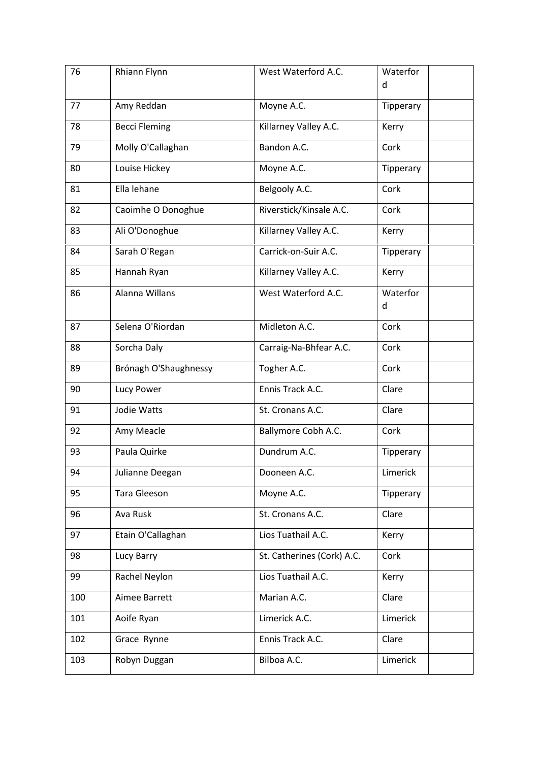| | | | | |
|---|---|---|---|---|
| 76 | Rhiann Flynn | West Waterford A.C. | Waterford | |
| 77 | Amy Reddan | Moyne A.C. | Tipperary | |
| 78 | Becci Fleming | Killarney Valley A.C. | Kerry | |
| 79 | Molly O'Callaghan | Bandon A.C. | Cork | |
| 80 | Louise Hickey | Moyne A.C. | Tipperary | |
| 81 | Ella lehane | Belgooly A.C. | Cork | |
| 82 | Caoimhe O Donoghue | Riverstick/Kinsale A.C. | Cork | |
| 83 | Ali O'Donoghue | Killarney Valley A.C. | Kerry | |
| 84 | Sarah O'Regan | Carrick-on-Suir A.C. | Tipperary | |
| 85 | Hannah Ryan | Killarney Valley A.C. | Kerry | |
| 86 | Alanna Willans | West Waterford A.C. | Waterford | |
| 87 | Selena O'Riordan | Midleton A.C. | Cork | |
| 88 | Sorcha Daly | Carraig-Na-Bhfear A.C. | Cork | |
| 89 | Brónagh O'Shaughnessy | Togher A.C. | Cork | |
| 90 | Lucy Power | Ennis Track A.C. | Clare | |
| 91 | Jodie Watts | St. Cronans A.C. | Clare | |
| 92 | Amy Meacle | Ballymore Cobh A.C. | Cork | |
| 93 | Paula Quirke | Dundrum A.C. | Tipperary | |
| 94 | Julianne Deegan | Dooneen A.C. | Limerick | |
| 95 | Tara Gleeson | Moyne A.C. | Tipperary | |
| 96 | Ava Rusk | St. Cronans A.C. | Clare | |
| 97 | Etain O'Callaghan | Lios Tuathail A.C. | Kerry | |
| 98 | Lucy Barry | St. Catherines (Cork) A.C. | Cork | |
| 99 | Rachel Neylon | Lios Tuathail A.C. | Kerry | |
| 100 | Aimee Barrett | Marian A.C. | Clare | |
| 101 | Aoife Ryan | Limerick A.C. | Limerick | |
| 102 | Grace Rynne | Ennis Track A.C. | Clare | |
| 103 | Robyn Duggan | Bilboa A.C. | Limerick | |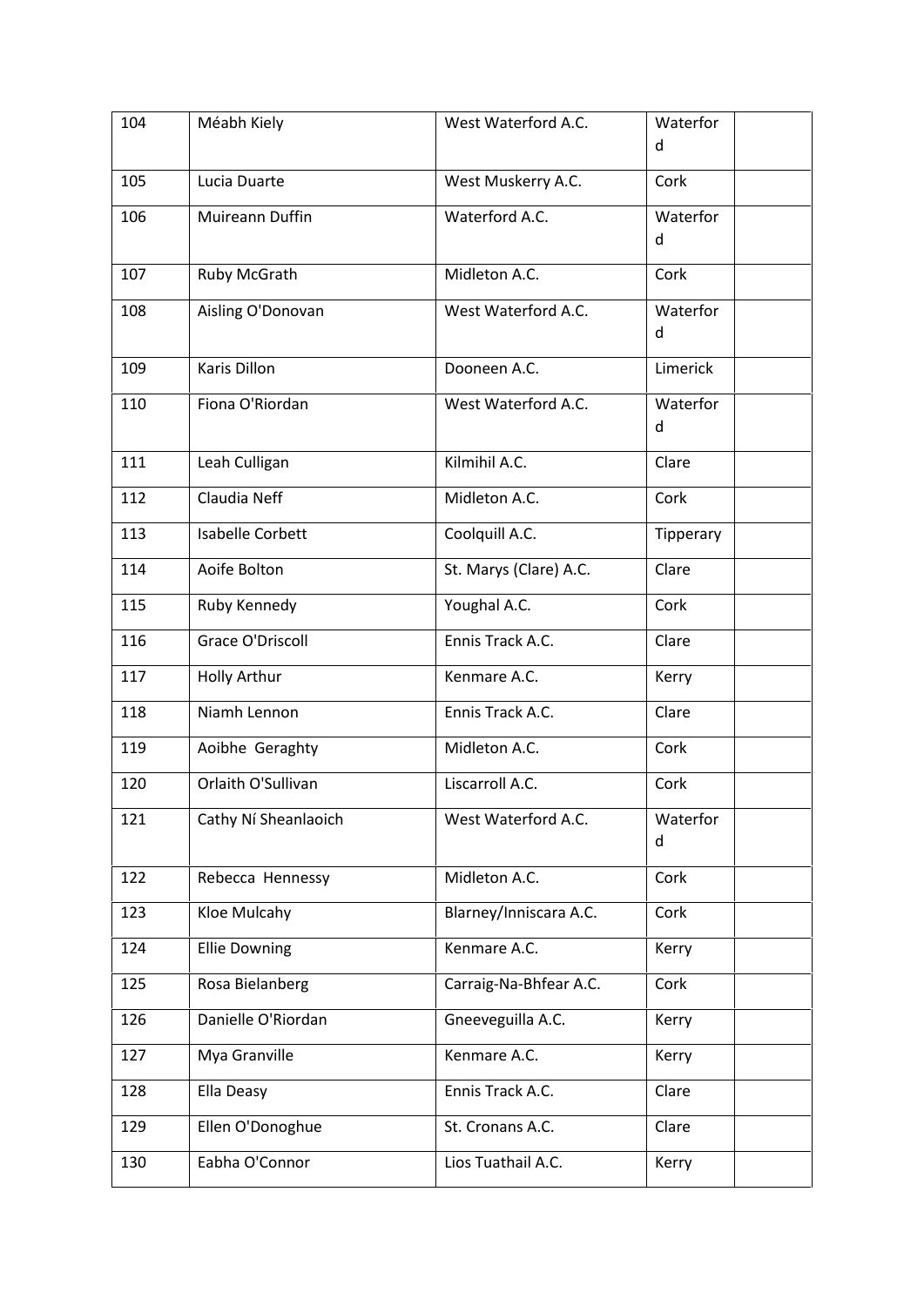| | | | | |
|---|---|---|---|---|
| 104 | Méabh Kiely | West Waterford A.C. | Waterford | |
| 105 | Lucia Duarte | West Muskerry A.C. | Cork | |
| 106 | Muireann Duffin | Waterford A.C. | Waterford | |
| 107 | Ruby McGrath | Midleton A.C. | Cork | |
| 108 | Aisling O'Donovan | West Waterford A.C. | Waterford | |
| 109 | Karis Dillon | Dooneen A.C. | Limerick | |
| 110 | Fiona O'Riordan | West Waterford A.C. | Waterford | |
| 111 | Leah Culligan | Kilmihil A.C. | Clare | |
| 112 | Claudia Neff | Midleton A.C. | Cork | |
| 113 | Isabelle Corbett | Coolquill A.C. | Tipperary | |
| 114 | Aoife Bolton | St. Marys (Clare) A.C. | Clare | |
| 115 | Ruby Kennedy | Youghal A.C. | Cork | |
| 116 | Grace O'Driscoll | Ennis Track A.C. | Clare | |
| 117 | Holly Arthur | Kenmare A.C. | Kerry | |
| 118 | Niamh Lennon | Ennis Track A.C. | Clare | |
| 119 | Aoibhe Geraghty | Midleton A.C. | Cork | |
| 120 | Orlaith O'Sullivan | Liscarroll A.C. | Cork | |
| 121 | Cathy Ní Sheanlaoich | West Waterford A.C. | Waterford | |
| 122 | Rebecca Hennessy | Midleton A.C. | Cork | |
| 123 | Kloe Mulcahy | Blarney/Inniscara A.C. | Cork | |
| 124 | Ellie Downing | Kenmare A.C. | Kerry | |
| 125 | Rosa Bielanberg | Carraig-Na-Bhfear A.C. | Cork | |
| 126 | Danielle O'Riordan | Gneeveguilla A.C. | Kerry | |
| 127 | Mya Granville | Kenmare A.C. | Kerry | |
| 128 | Ella Deasy | Ennis Track A.C. | Clare | |
| 129 | Ellen O'Donoghue | St. Cronans A.C. | Clare | |
| 130 | Eabha O'Connor | Lios Tuathail A.C. | Kerry | |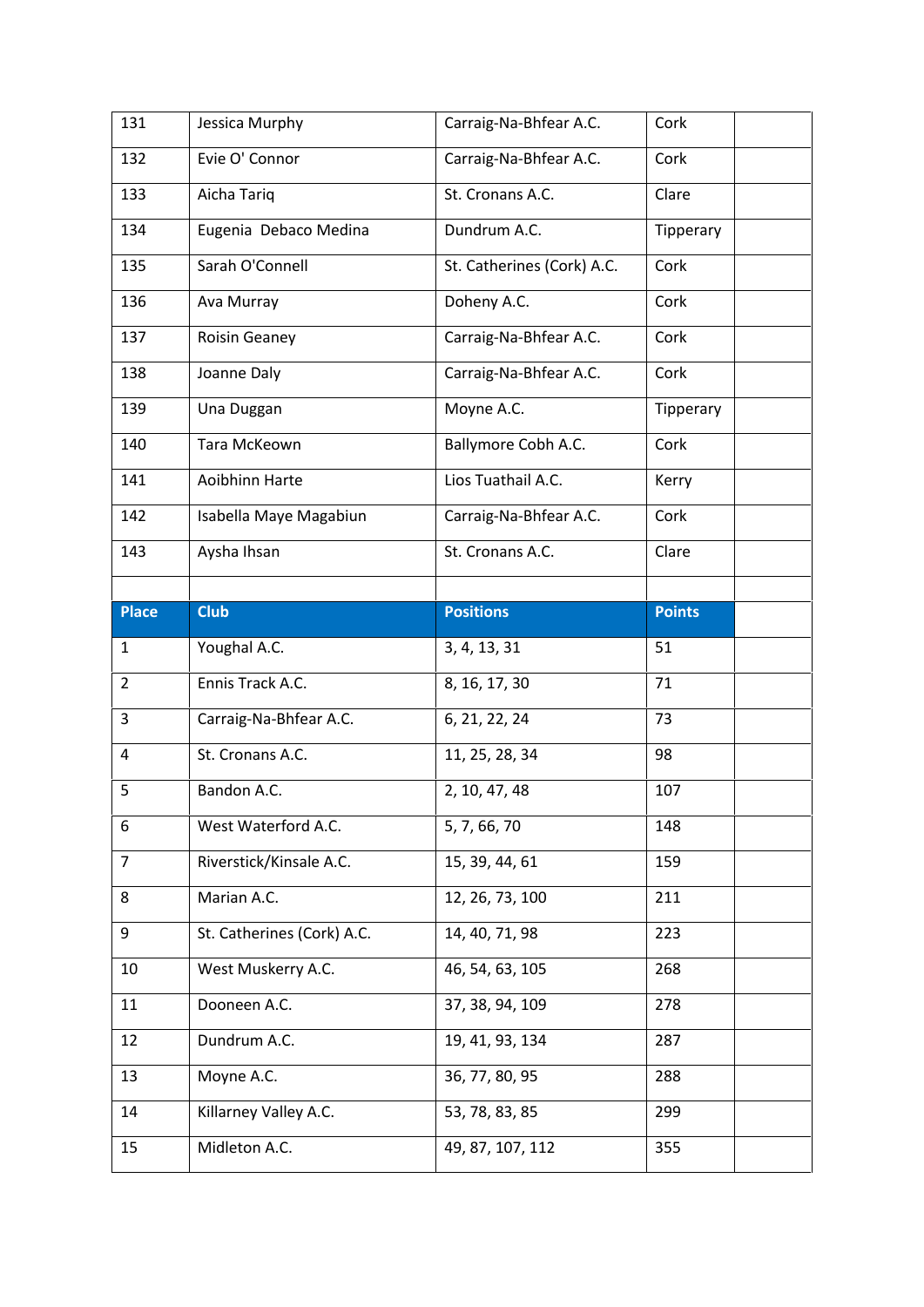| | | | | |
|---|---|---|---|---|
| 131 | Jessica Murphy | Carraig-Na-Bhfear A.C. | Cork | |
| 132 | Evie O' Connor | Carraig-Na-Bhfear A.C. | Cork | |
| 133 | Aicha Tariq | St. Cronans A.C. | Clare | |
| 134 | Eugenia Debaco Medina | Dundrum A.C. | Tipperary | |
| 135 | Sarah O'Connell | St. Catherines (Cork) A.C. | Cork | |
| 136 | Ava Murray | Doheny A.C. | Cork | |
| 137 | Roisin Geaney | Carraig-Na-Bhfear A.C. | Cork | |
| 138 | Joanne Daly | Carraig-Na-Bhfear A.C. | Cork | |
| 139 | Una Duggan | Moyne A.C. | Tipperary | |
| 140 | Tara McKeown | Ballymore Cobh A.C. | Cork | |
| 141 | Aoibhinn Harte | Lios Tuathail A.C. | Kerry | |
| 142 | Isabella Maye Magabiun | Carraig-Na-Bhfear A.C. | Cork | |
| 143 | Aysha Ihsan | St. Cronans A.C. | Clare | |
| | | | | |
| **Place** | **Club** | **Positions** | **Points** | |
| 1 | Youghal A.C. | 3, 4, 13, 31 | 51 | |
| 2 | Ennis Track A.C. | 8, 16, 17, 30 | 71 | |
| 3 | Carraig-Na-Bhfear A.C. | 6, 21, 22, 24 | 73 | |
| 4 | St. Cronans A.C. | 11, 25, 28, 34 | 98 | |
| 5 | Bandon A.C. | 2, 10, 47, 48 | 107 | |
| 6 | West Waterford A.C. | 5, 7, 66, 70 | 148 | |
| 7 | Riverstick/Kinsale A.C. | 15, 39, 44, 61 | 159 | |
| 8 | Marian A.C. | 12, 26, 73, 100 | 211 | |
| 9 | St. Catherines (Cork) A.C. | 14, 40, 71, 98 | 223 | |
| 10 | West Muskerry A.C. | 46, 54, 63, 105 | 268 | |
| 11 | Dooneen A.C. | 37, 38, 94, 109 | 278 | |
| 12 | Dundrum A.C. | 19, 41, 93, 134 | 287 | |
| 13 | Moyne A.C. | 36, 77, 80, 95 | 288 | |
| 14 | Killarney Valley A.C. | 53, 78, 83, 85 | 299 | |
| 15 | Midleton A.C. | 49, 87, 107, 112 | 355 | |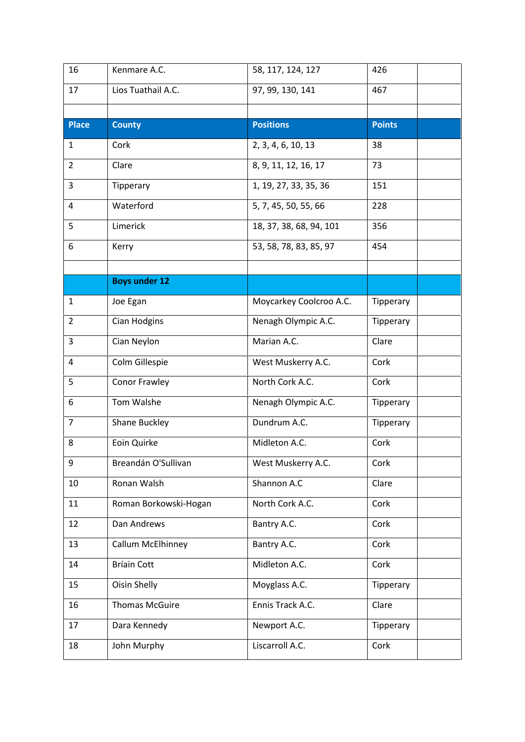| | | | | |
|---|---|---|---|---|
| 16 | Kenmare A.C. | 58, 117, 124, 127 | 426 | |
| 17 | Lios Tuathail A.C. | 97, 99, 130, 141 | 467 | |
| | | | | |
| **Place** | **County** | **Positions** | **Points** | |
| 1 | Cork | 2, 3, 4, 6, 10, 13 | 38 | |
| 2 | Clare | 8, 9, 11, 12, 16, 17 | 73 | |
| 3 | Tipperary | 1, 19, 27, 33, 35, 36 | 151 | |
| 4 | Waterford | 5, 7, 45, 50, 55, 66 | 228 | |
| 5 | Limerick | 18, 37, 38, 68, 94, 101 | 356 | |
| 6 | Kerry | 53, 58, 78, 83, 85, 97 | 454 | |
| | | | | |
| | **Boys under 12** | | | |
| 1 | Joe Egan | Moycarkey Coolcroo A.C. | Tipperary | |
| 2 | Cian Hodgins | Nenagh Olympic A.C. | Tipperary | |
| 3 | Cian Neylon | Marian A.C. | Clare | |
| 4 | Colm Gillespie | West Muskerry A.C. | Cork | |
| 5 | Conor Frawley | North Cork A.C. | Cork | |
| 6 | Tom Walshe | Nenagh Olympic A.C. | Tipperary | |
| 7 | Shane Buckley | Dundrum A.C. | Tipperary | |
| 8 | Eoin Quirke | Midleton A.C. | Cork | |
| 9 | Breandán O'Sullivan | West Muskerry A.C. | Cork | |
| 10 | Ronan Walsh | Shannon A.C | Clare | |
| 11 | Roman Borkowski-Hogan | North Cork A.C. | Cork | |
| 12 | Dan Andrews | Bantry A.C. | Cork | |
| 13 | Callum McElhinney | Bantry A.C. | Cork | |
| 14 | Bríain Cott | Midleton A.C. | Cork | |
| 15 | Oisin Shelly | Moyglass A.C. | Tipperary | |
| 16 | Thomas McGuire | Ennis Track A.C. | Clare | |
| 17 | Dara Kennedy | Newport A.C. | Tipperary | |
| 18 | John Murphy | Liscarroll A.C. | Cork | |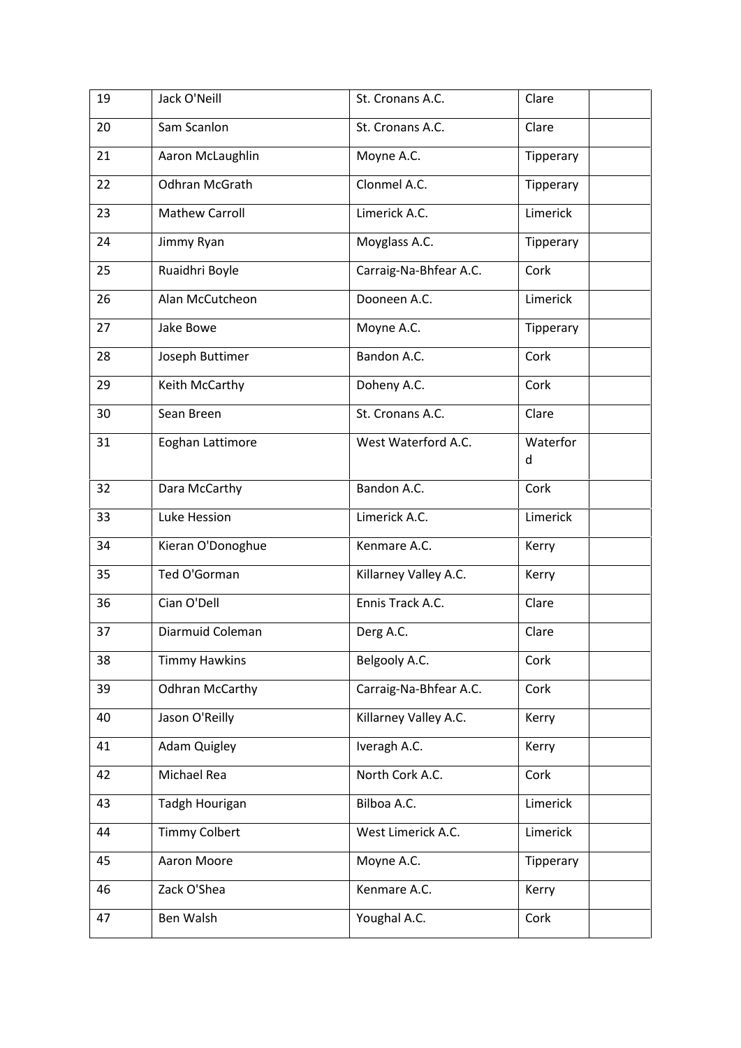| | | | | |
|---|---|---|---|---|
| 19 | Jack O'Neill | St. Cronans A.C. | Clare | |
| 20 | Sam Scanlon | St. Cronans A.C. | Clare | |
| 21 | Aaron McLaughlin | Moyne A.C. | Tipperary | |
| 22 | Odhran McGrath | Clonmel A.C. | Tipperary | |
| 23 | Mathew Carroll | Limerick A.C. | Limerick | |
| 24 | Jimmy Ryan | Moyglass A.C. | Tipperary | |
| 25 | Ruaidhri Boyle | Carraig-Na-Bhfear A.C. | Cork | |
| 26 | Alan McCutcheon | Dooneen A.C. | Limerick | |
| 27 | Jake Bowe | Moyne A.C. | Tipperary | |
| 28 | Joseph Buttimer | Bandon A.C. | Cork | |
| 29 | Keith McCarthy | Doheny A.C. | Cork | |
| 30 | Sean Breen | St. Cronans A.C. | Clare | |
| 31 | Eoghan Lattimore | West Waterford A.C. | Waterford | |
| 32 | Dara McCarthy | Bandon A.C. | Cork | |
| 33 | Luke Hession | Limerick A.C. | Limerick | |
| 34 | Kieran O'Donoghue | Kenmare A.C. | Kerry | |
| 35 | Ted O'Gorman | Killarney Valley A.C. | Kerry | |
| 36 | Cian O'Dell | Ennis Track A.C. | Clare | |
| 37 | Diarmuid Coleman | Derg A.C. | Clare | |
| 38 | Timmy Hawkins | Belgooly A.C. | Cork | |
| 39 | Odhran McCarthy | Carraig-Na-Bhfear A.C. | Cork | |
| 40 | Jason O'Reilly | Killarney Valley A.C. | Kerry | |
| 41 | Adam Quigley | Iveragh A.C. | Kerry | |
| 42 | Michael Rea | North Cork A.C. | Cork | |
| 43 | Tadgh Hourigan | Bilboa A.C. | Limerick | |
| 44 | Timmy Colbert | West Limerick A.C. | Limerick | |
| 45 | Aaron Moore | Moyne A.C. | Tipperary | |
| 46 | Zack O'Shea | Kenmare A.C. | Kerry | |
| 47 | Ben Walsh | Youghal A.C. | Cork | |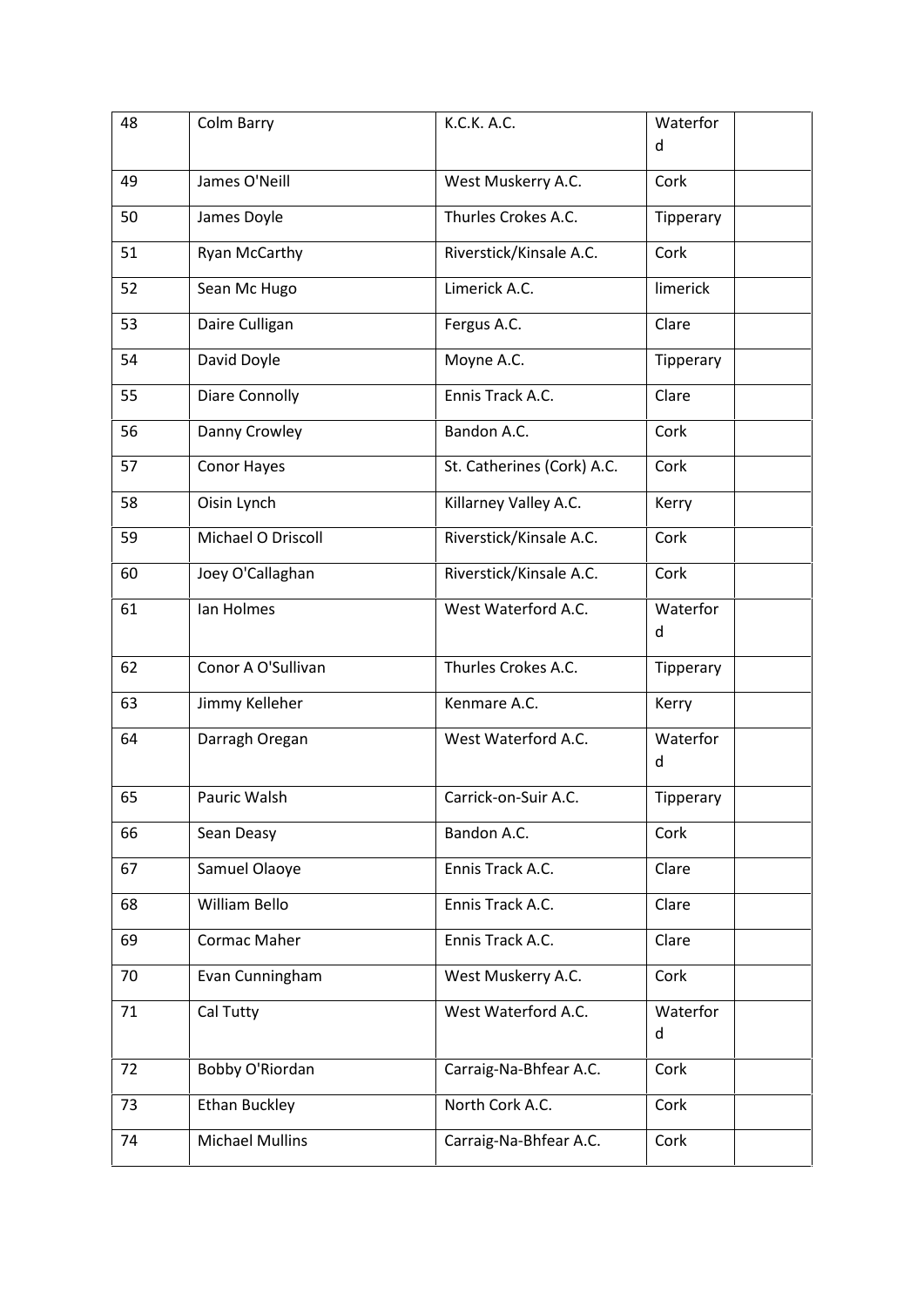| | | | | |
|---|---|---|---|---|
| 48 | Colm Barry | K.C.K. A.C. | Waterford | |
| 49 | James O'Neill | West Muskerry A.C. | Cork | |
| 50 | James Doyle | Thurles Crokes A.C. | Tipperary | |
| 51 | Ryan McCarthy | Riverstick/Kinsale A.C. | Cork | |
| 52 | Sean Mc Hugo | Limerick A.C. | limerick | |
| 53 | Daire Culligan | Fergus A.C. | Clare | |
| 54 | David Doyle | Moyne A.C. | Tipperary | |
| 55 | Diare Connolly | Ennis Track A.C. | Clare | |
| 56 | Danny Crowley | Bandon A.C. | Cork | |
| 57 | Conor Hayes | St. Catherines (Cork) A.C. | Cork | |
| 58 | Oisin Lynch | Killarney Valley A.C. | Kerry | |
| 59 | Michael O Driscoll | Riverstick/Kinsale A.C. | Cork | |
| 60 | Joey O'Callaghan | Riverstick/Kinsale A.C. | Cork | |
| 61 | Ian Holmes | West Waterford A.C. | Waterford | |
| 62 | Conor A O'Sullivan | Thurles Crokes A.C. | Tipperary | |
| 63 | Jimmy Kelleher | Kenmare A.C. | Kerry | |
| 64 | Darragh Oregan | West Waterford A.C. | Waterford | |
| 65 | Pauric Walsh | Carrick-on-Suir A.C. | Tipperary | |
| 66 | Sean Deasy | Bandon A.C. | Cork | |
| 67 | Samuel Olaoye | Ennis Track A.C. | Clare | |
| 68 | William Bello | Ennis Track A.C. | Clare | |
| 69 | Cormac Maher | Ennis Track A.C. | Clare | |
| 70 | Evan Cunningham | West Muskerry A.C. | Cork | |
| 71 | Cal Tutty | West Waterford A.C. | Waterford | |
| 72 | Bobby O'Riordan | Carraig-Na-Bhfear A.C. | Cork | |
| 73 | Ethan Buckley | North Cork A.C. | Cork | |
| 74 | Michael Mullins | Carraig-Na-Bhfear A.C. | Cork | |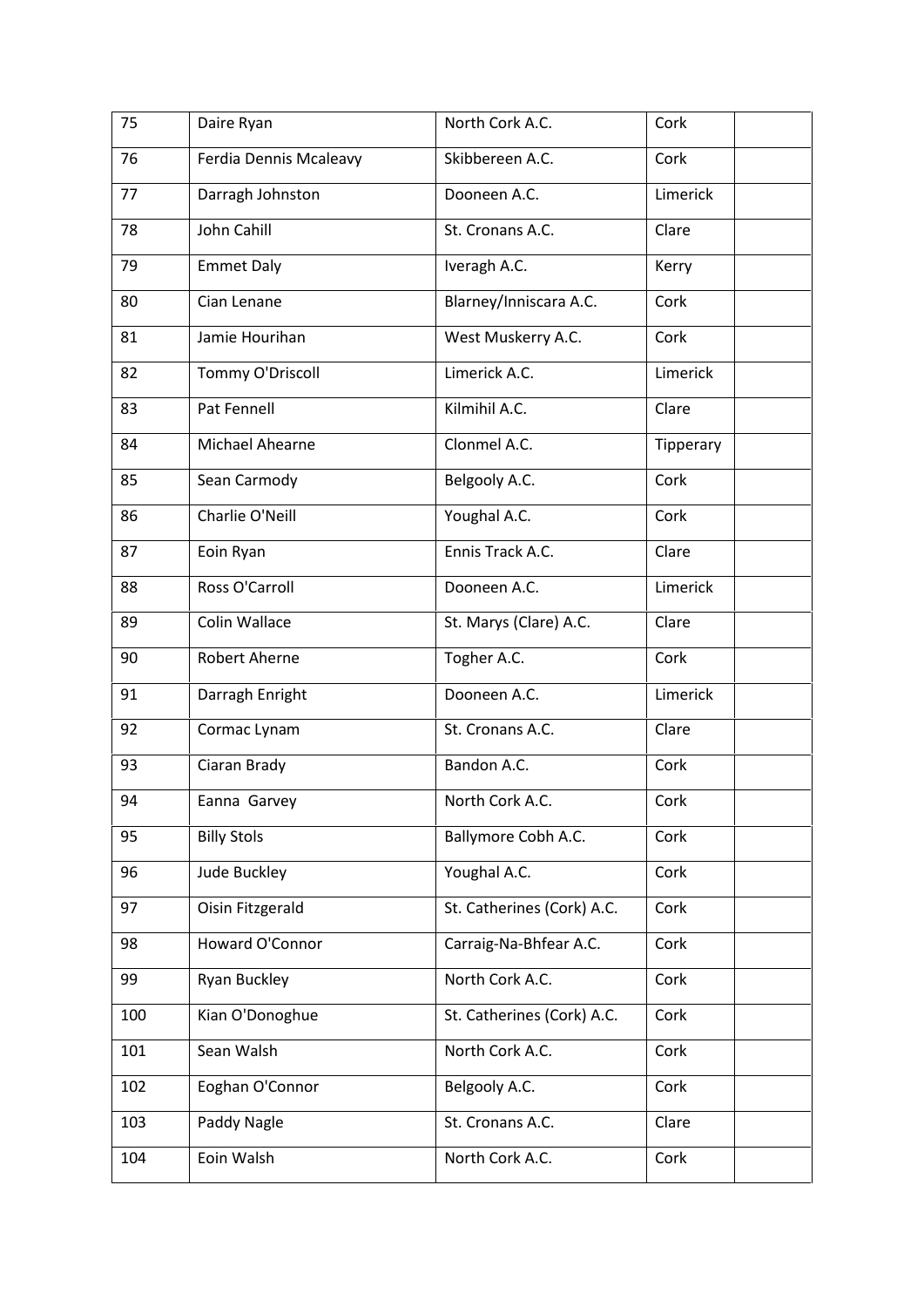| | | | | |
|---|---|---|---|---|
| 75 | Daire Ryan | North Cork A.C. | Cork | |
| 76 | Ferdia Dennis Mcaleavy | Skibbereen A.C. | Cork | |
| 77 | Darragh Johnston | Dooneen A.C. | Limerick | |
| 78 | John Cahill | St. Cronans A.C. | Clare | |
| 79 | Emmet Daly | Iveragh A.C. | Kerry | |
| 80 | Cian Lenane | Blarney/Inniscara A.C. | Cork | |
| 81 | Jamie Hourihan | West Muskerry A.C. | Cork | |
| 82 | Tommy O'Driscoll | Limerick A.C. | Limerick | |
| 83 | Pat Fennell | Kilmihil A.C. | Clare | |
| 84 | Michael Ahearne | Clonmel A.C. | Tipperary | |
| 85 | Sean Carmody | Belgooly A.C. | Cork | |
| 86 | Charlie O'Neill | Youghal A.C. | Cork | |
| 87 | Eoin Ryan | Ennis Track A.C. | Clare | |
| 88 | Ross O'Carroll | Dooneen A.C. | Limerick | |
| 89 | Colin Wallace | St. Marys (Clare) A.C. | Clare | |
| 90 | Robert Aherne | Togher A.C. | Cork | |
| 91 | Darragh Enright | Dooneen A.C. | Limerick | |
| 92 | Cormac Lynam | St. Cronans A.C. | Clare | |
| 93 | Ciaran Brady | Bandon A.C. | Cork | |
| 94 | Eanna Garvey | North Cork A.C. | Cork | |
| 95 | Billy Stols | Ballymore Cobh A.C. | Cork | |
| 96 | Jude Buckley | Youghal A.C. | Cork | |
| 97 | Oisin Fitzgerald | St. Catherines (Cork) A.C. | Cork | |
| 98 | Howard O'Connor | Carraig-Na-Bhfear A.C. | Cork | |
| 99 | Ryan Buckley | North Cork A.C. | Cork | |
| 100 | Kian O'Donoghue | St. Catherines (Cork) A.C. | Cork | |
| 101 | Sean Walsh | North Cork A.C. | Cork | |
| 102 | Eoghan O'Connor | Belgooly A.C. | Cork | |
| 103 | Paddy Nagle | St. Cronans A.C. | Clare | |
| 104 | Eoin Walsh | North Cork A.C. | Cork | |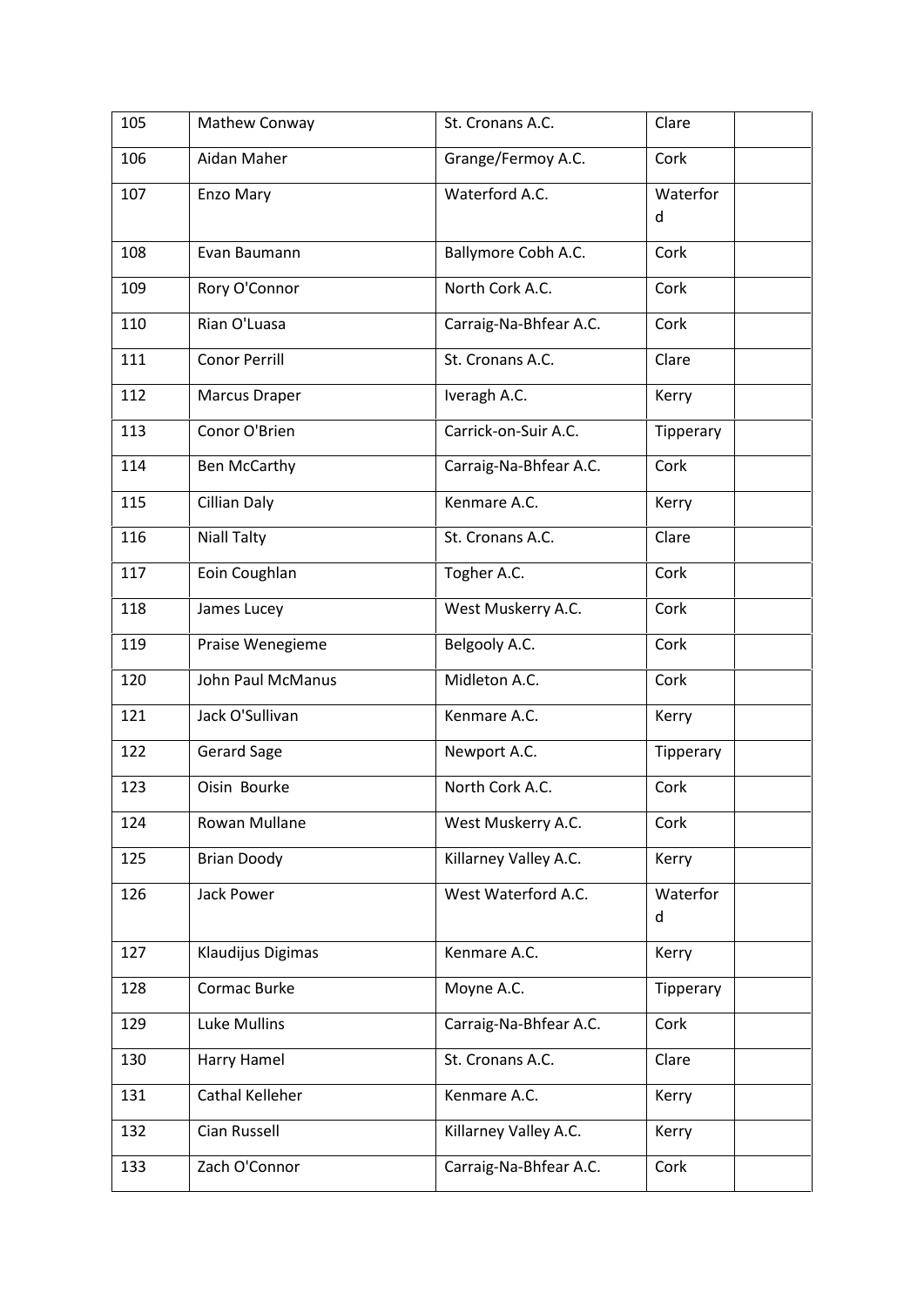| | | | | |
|---|---|---|---|---|
| 105 | Mathew Conway | St. Cronans A.C. | Clare | |
| 106 | Aidan Maher | Grange/Fermoy A.C. | Cork | |
| 107 | Enzo Mary | Waterford A.C. | Waterford | |
| 108 | Evan Baumann | Ballymore Cobh A.C. | Cork | |
| 109 | Rory O'Connor | North Cork A.C. | Cork | |
| 110 | Rian O'Luasa | Carraig-Na-Bhfear A.C. | Cork | |
| 111 | Conor Perrill | St. Cronans A.C. | Clare | |
| 112 | Marcus Draper | Iveragh A.C. | Kerry | |
| 113 | Conor O'Brien | Carrick-on-Suir A.C. | Tipperary | |
| 114 | Ben McCarthy | Carraig-Na-Bhfear A.C. | Cork | |
| 115 | Cillian Daly | Kenmare A.C. | Kerry | |
| 116 | Niall Talty | St. Cronans A.C. | Clare | |
| 117 | Eoin Coughlan | Togher A.C. | Cork | |
| 118 | James Lucey | West Muskerry A.C. | Cork | |
| 119 | Praise Wenegieme | Belgooly A.C. | Cork | |
| 120 | John Paul McManus | Midleton A.C. | Cork | |
| 121 | Jack O'Sullivan | Kenmare A.C. | Kerry | |
| 122 | Gerard Sage | Newport A.C. | Tipperary | |
| 123 | Oisin Bourke | North Cork A.C. | Cork | |
| 124 | Rowan Mullane | West Muskerry A.C. | Cork | |
| 125 | Brian Doody | Killarney Valley A.C. | Kerry | |
| 126 | Jack Power | West Waterford A.C. | Waterford | |
| 127 | Klaudijus Digimas | Kenmare A.C. | Kerry | |
| 128 | Cormac Burke | Moyne A.C. | Tipperary | |
| 129 | Luke Mullins | Carraig-Na-Bhfear A.C. | Cork | |
| 130 | Harry Hamel | St. Cronans A.C. | Clare | |
| 131 | Cathal Kelleher | Kenmare A.C. | Kerry | |
| 132 | Cian Russell | Killarney Valley A.C. | Kerry | |
| 133 | Zach O'Connor | Carraig-Na-Bhfear A.C. | Cork | |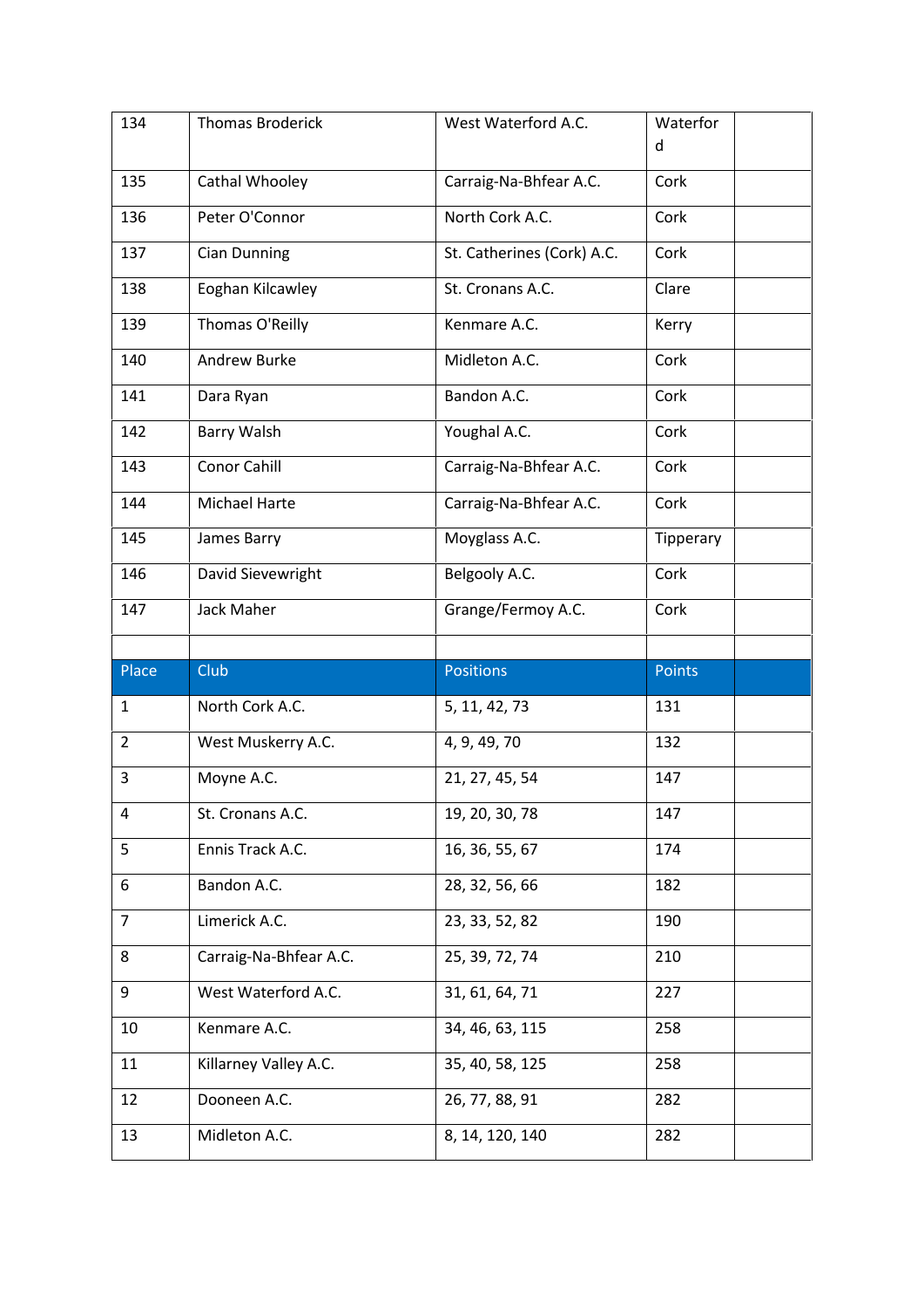| | | | | |
|---|---|---|---|---|
| 134 | Thomas Broderick | West Waterford A.C. | Waterford | |
| 135 | Cathal Whooley | Carraig-Na-Bhfear A.C. | Cork | |
| 136 | Peter O'Connor | North Cork A.C. | Cork | |
| 137 | Cian Dunning | St. Catherines (Cork) A.C. | Cork | |
| 138 | Eoghan Kilcawley | St. Cronans A.C. | Clare | |
| 139 | Thomas O'Reilly | Kenmare A.C. | Kerry | |
| 140 | Andrew Burke | Midleton A.C. | Cork | |
| 141 | Dara Ryan | Bandon A.C. | Cork | |
| 142 | Barry Walsh | Youghal A.C. | Cork | |
| 143 | Conor Cahill | Carraig-Na-Bhfear A.C. | Cork | |
| 144 | Michael Harte | Carraig-Na-Bhfear A.C. | Cork | |
| 145 | James Barry | Moyglass A.C. | Tipperary | |
| 146 | David Sievewright | Belgooly A.C. | Cork | |
| 147 | Jack Maher | Grange/Fermoy A.C. | Cork | |
| | | | | |

| Place | Club | Positions | Points | |
|---|---|---|---|---|
| 1 | North Cork A.C. | 5, 11, 42, 73 | 131 | |
| 2 | West Muskerry A.C. | 4, 9, 49, 70 | 132 | |
| 3 | Moyne A.C. | 21, 27, 45, 54 | 147 | |
| 4 | St. Cronans A.C. | 19, 20, 30, 78 | 147 | |
| 5 | Ennis Track A.C. | 16, 36, 55, 67 | 174 | |
| 6 | Bandon A.C. | 28, 32, 56, 66 | 182 | |
| 7 | Limerick A.C. | 23, 33, 52, 82 | 190 | |
| 8 | Carraig-Na-Bhfear A.C. | 25, 39, 72, 74 | 210 | |
| 9 | West Waterford A.C. | 31, 61, 64, 71 | 227 | |
| 10 | Kenmare A.C. | 34, 46, 63, 115 | 258 | |
| 11 | Killarney Valley A.C. | 35, 40, 58, 125 | 258 | |
| 12 | Dooneen A.C. | 26, 77, 88, 91 | 282 | |
| 13 | Midleton A.C. | 8, 14, 120, 140 | 282 | |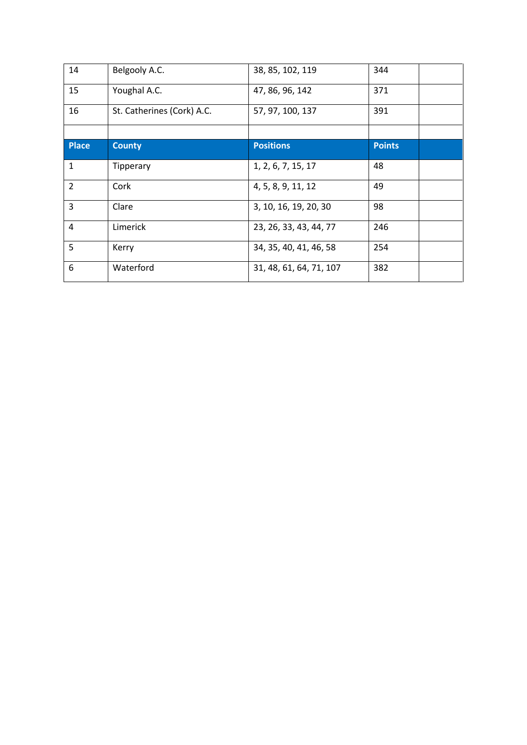| | | | | |
|---|---|---|---|---|
| 14 | Belgooly A.C. | 38, 85, 102, 119 | 344 | |
| 15 | Youghal A.C. | 47, 86, 96, 142 | 371 | |
| 16 | St. Catherines (Cork) A.C. | 57, 97, 100, 137 | 391 | |

| Place | County | Positions | Points | |
|---|---|---|---|---|
| 1 | Tipperary | 1, 2, 6, 7, 15, 17 | 48 | |
| 2 | Cork | 4, 5, 8, 9, 11, 12 | 49 | |
| 3 | Clare | 3, 10, 16, 19, 20, 30 | 98 | |
| 4 | Limerick | 23, 26, 33, 43, 44, 77 | 246 | |
| 5 | Kerry | 34, 35, 40, 41, 46, 58 | 254 | |
| 6 | Waterford | 31, 48, 61, 64, 71, 107 | 382 | |